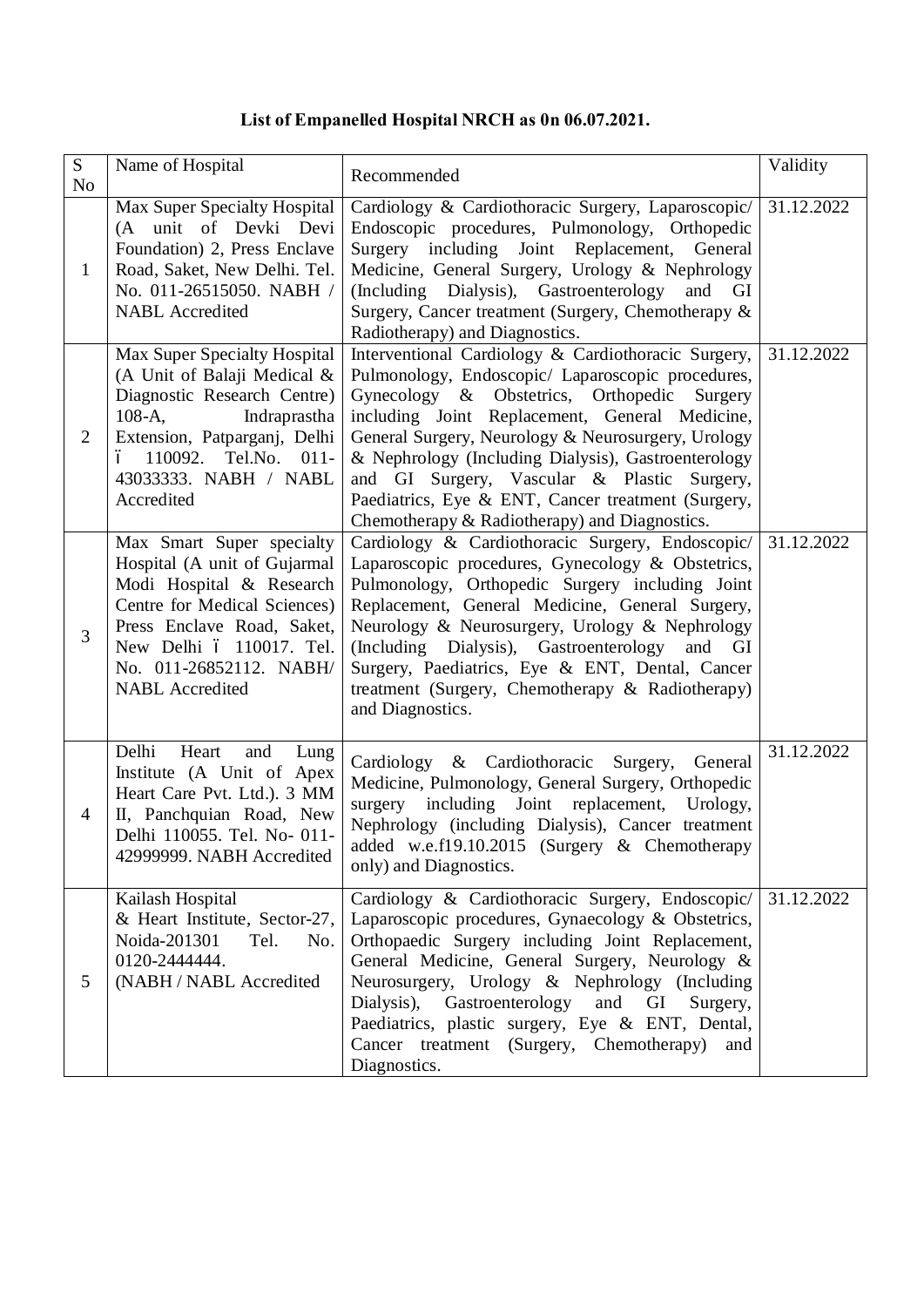**List of Empanelled Hospital NRCH as 0n 06.07.2021.**

| S No | Name of Hospital | Recommended | Validity |
|---|---|---|---|
| 1 | Max Super Specialty Hospital (A unit of Devki Devi Foundation) 2, Press Enclave Road, Saket, New Delhi. Tel. No. 011-26515050. NABH / NABL Accredited | Cardiology & Cardiothoracic Surgery, Laparoscopic/ Endoscopic procedures, Pulmonology, Orthopedic Surgery including Joint Replacement, General Medicine, General Surgery, Urology & Nephrology (Including Dialysis), Gastroenterology and GI Surgery, Cancer treatment (Surgery, Chemotherapy & Radiotherapy) and Diagnostics. | 31.12.2022 |
| 2 | Max Super Specialty Hospital (A Unit of Balaji Medical & Diagnostic Research Centre) 108-A, Indraprastha Extension, Patparganj, Delhi – 110092. Tel.No. 011-43033333. NABH / NABL Accredited | Interventional Cardiology & Cardiothoracic Surgery, Pulmonology, Endoscopic/ Laparoscopic procedures, Gynecology & Obstetrics, Orthopedic Surgery including Joint Replacement, General Medicine, General Surgery, Neurology & Neurosurgery, Urology & Nephrology (Including Dialysis), Gastroenterology and GI Surgery, Vascular & Plastic Surgery, Paediatrics, Eye & ENT, Cancer treatment (Surgery, Chemotherapy & Radiotherapy) and Diagnostics. | 31.12.2022 |
| 3 | Max Smart Super specialty Hospital (A unit of Gujarmal Modi Hospital & Research Centre for Medical Sciences) Press Enclave Road, Saket, New Delhi – 110017. Tel. No. 011-26852112. NABH/ NABL Accredited | Cardiology & Cardiothoracic Surgery, Endoscopic/ Laparoscopic procedures, Gynecology & Obstetrics, Pulmonology, Orthopedic Surgery including Joint Replacement, General Medicine, General Surgery, Neurology & Neurosurgery, Urology & Nephrology (Including Dialysis), Gastroenterology and GI Surgery, Paediatrics, Eye & ENT, Dental, Cancer treatment (Surgery, Chemotherapy & Radiotherapy) and Diagnostics. | 31.12.2022 |
| 4 | Delhi Heart and Lung Institute (A Unit of Apex Heart Care Pvt. Ltd.). 3 MM II, Panchquian Road, New Delhi 110055. Tel. No- 011-42999999. NABH Accredited | Cardiology & Cardiothoracic Surgery, General Medicine, Pulmonology, General Surgery, Orthopedic surgery including Joint replacement, Urology, Nephrology (including Dialysis), Cancer treatment added w.e.f19.10.2015 (Surgery & Chemotherapy only) and Diagnostics. | 31.12.2022 |
| 5 | Kailash Hospital & Heart Institute, Sector-27, Noida-201301 Tel. No. 0120-2444444. (NABH / NABL Accredited | Cardiology & Cardiothoracic Surgery, Endoscopic/ Laparoscopic procedures, Gynaecology & Obstetrics, Orthopaedic Surgery including Joint Replacement, General Medicine, General Surgery, Neurology & Neurosurgery, Urology & Nephrology (Including Dialysis), Gastroenterology and GI Surgery, Paediatrics, plastic surgery, Eye & ENT, Dental, Cancer treatment (Surgery, Chemotherapy) and Diagnostics. | 31.12.2022 |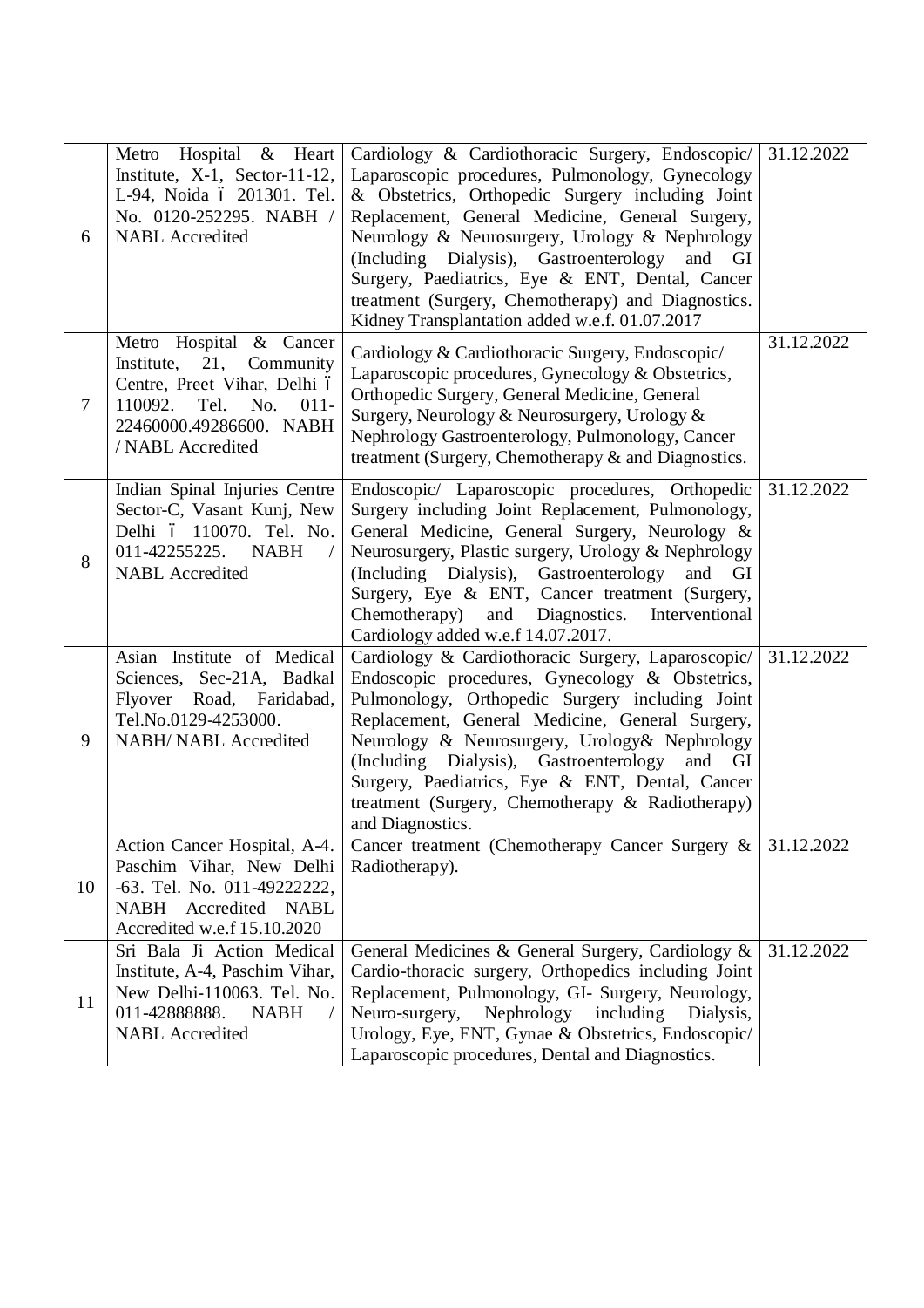| 6 | Metro Hospital & Heart Institute, X-1, Sector-11-12, L-94, Noida ó 201301. Tel. No. 0120-252295. NABH / NABL Accredited | Cardiology & Cardiothoracic Surgery, Endoscopic/ Laparoscopic procedures, Pulmonology, Gynecology & Obstetrics, Orthopedic Surgery including Joint Replacement, General Medicine, General Surgery, Neurology & Neurosurgery, Urology & Nephrology (Including Dialysis), Gastroenterology and GI Surgery, Paediatrics, Eye & ENT, Dental, Cancer treatment (Surgery, Chemotherapy) and Diagnostics. Kidney Transplantation added w.e.f. 01.07.2017 | 31.12.2022 |
|---|---|---|---|
| 7 | Metro Hospital & Cancer Institute, 21, Community Centre, Preet Vihar, Delhi ó 110092. Tel. No. 011-22460000.49286600. NABH / NABL Accredited | Cardiology & Cardiothoracic Surgery, Endoscopic/ Laparoscopic procedures, Gynecology & Obstetrics, Orthopedic Surgery, General Medicine, General Surgery, Neurology & Neurosurgery, Urology & Nephrology Gastroenterology, Pulmonology, Cancer treatment (Surgery, Chemotherapy & and Diagnostics. | 31.12.2022 |
| 8 | Indian Spinal Injuries Centre Sector-C, Vasant Kunj, New Delhi ó 110070. Tel. No. 011-42255225. NABH / NABL Accredited | Endoscopic/ Laparoscopic procedures, Orthopedic Surgery including Joint Replacement, Pulmonology, General Medicine, General Surgery, Neurology & Neurosurgery, Plastic surgery, Urology & Nephrology (Including Dialysis), Gastroenterology and GI Surgery, Eye & ENT, Cancer treatment (Surgery, Chemotherapy) and Diagnostics. Interventional Cardiology added w.e.f 14.07.2017. | 31.12.2022 |
| 9 | Asian Institute of Medical Sciences, Sec-21A, Badkal Flyover Road, Faridabad, Tel.No.0129-4253000. NABH/ NABL Accredited | Cardiology & Cardiothoracic Surgery, Laparoscopic/ Endoscopic procedures, Gynecology & Obstetrics, Pulmonology, Orthopedic Surgery including Joint Replacement, General Medicine, General Surgery, Neurology & Neurosurgery, Urology& Nephrology (Including Dialysis), Gastroenterology and GI Surgery, Paediatrics, Eye & ENT, Dental, Cancer treatment (Surgery, Chemotherapy & Radiotherapy) and Diagnostics. | 31.12.2022 |
| 10 | Action Cancer Hospital, A-4. Paschim Vihar, New Delhi -63. Tel. No. 011-49222222, NABH Accredited NABL Accredited w.e.f 15.10.2020 | Cancer treatment (Chemotherapy Cancer Surgery & Radiotherapy). | 31.12.2022 |
| 11 | Sri Bala Ji Action Medical Institute, A-4, Paschim Vihar, New Delhi-110063. Tel. No. 011-42888888. NABH / NABL Accredited | General Medicines & General Surgery, Cardiology & Cardio-thoracic surgery, Orthopedics including Joint Replacement, Pulmonology, GI- Surgery, Neurology, Neuro-surgery, Nephrology including Dialysis, Urology, Eye, ENT, Gynae & Obstetrics, Endoscopic/ Laparoscopic procedures, Dental and Diagnostics. | 31.12.2022 |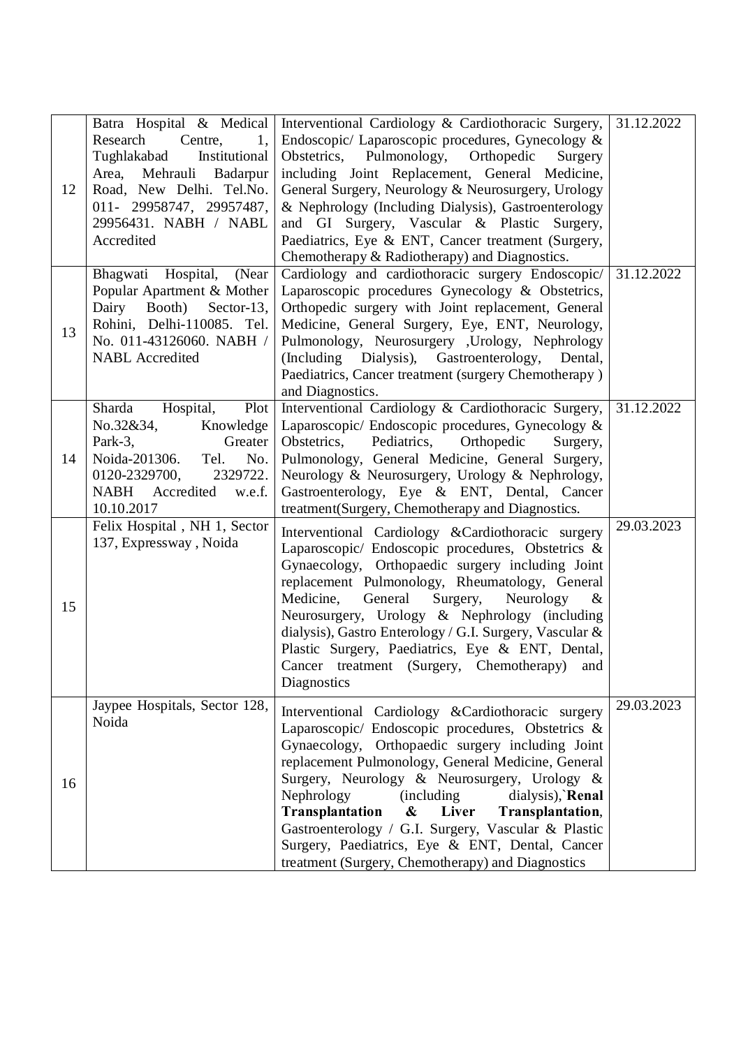| 12 | Batra Hospital & Medical Research Centre, 1, Tughlakabad Institutional Area, Mehrauli Badarpur Road, New Delhi. Tel.No. 011- 29958747, 29957487, 29956431. NABH / NABL Accredited | Interventional Cardiology & Cardiothoracic Surgery, Endoscopic/ Laparoscopic procedures, Gynecology & Obstetrics, Pulmonology, Orthopedic Surgery including Joint Replacement, General Medicine, General Surgery, Neurology & Neurosurgery, Urology & Nephrology (Including Dialysis), Gastroenterology and GI Surgery, Vascular & Plastic Surgery, Paediatrics, Eye & ENT, Cancer treatment (Surgery, Chemotherapy & Radiotherapy) and Diagnostics. | 31.12.2022 |
|---|---|---|---|
| 13 | Bhagwati Hospital, (Near Popular Apartment & Mother Dairy Booth) Sector-13, Rohini, Delhi-110085. Tel. No. 011-43126060. NABH / NABL Accredited | Cardiology and cardiothoracic surgery Endoscopic/ Laparoscopic procedures Gynecology & Obstetrics, Orthopedic surgery with Joint replacement, General Medicine, General Surgery, Eye, ENT, Neurology, Pulmonology, Neurosurgery ,Urology, Nephrology (Including Dialysis), Gastroenterology, Dental, Paediatrics, Cancer treatment (surgery Chemotherapy ) and Diagnostics. | 31.12.2022 |
| 14 | Sharda Hospital, Plot No.32&34, Knowledge Park-3, Greater Noida-201306. Tel. No. 0120-2329700, 2329722. NABH Accredited w.e.f. 10.10.2017 | Interventional Cardiology & Cardiothoracic Surgery, Laparoscopic/ Endoscopic procedures, Gynecology & Obstetrics, Pediatrics, Orthopedic Surgery, Pulmonology, General Medicine, General Surgery, Neurology & Neurosurgery, Urology & Nephrology, Gastroenterology, Eye & ENT, Dental, Cancer treatment(Surgery, Chemotherapy and Diagnostics. | 31.12.2022 |
| 15 | Felix Hospital , NH 1, Sector 137, Expressway , Noida | Interventional Cardiology &Cardiothoracic surgery Laparoscopic/ Endoscopic procedures, Obstetrics & Gynaecology, Orthopaedic surgery including Joint replacement Pulmonology, Rheumatology, General Medicine, General Surgery, Neurology & Neurosurgery, Urology & Nephrology (including dialysis), Gastro Enterology / G.I. Surgery, Vascular & Plastic Surgery, Paediatrics, Eye & ENT, Dental, Cancer treatment (Surgery, Chemotherapy) and Diagnostics | 29.03.2023 |
| 16 | Jaypee Hospitals, Sector 128, Noida | Interventional Cardiology &Cardiothoracic surgery Laparoscopic/ Endoscopic procedures, Obstetrics & Gynaecology, Orthopaedic surgery including Joint replacement Pulmonology, General Medicine, General Surgery, Neurology & Neurosurgery, Urology & Nephrology (including dialysis),`**Renal Transplantation & Liver Transplantation**, Gastroenterology / G.I. Surgery, Vascular & Plastic Surgery, Paediatrics, Eye & ENT, Dental, Cancer treatment (Surgery, Chemotherapy) and Diagnostics | 29.03.2023 |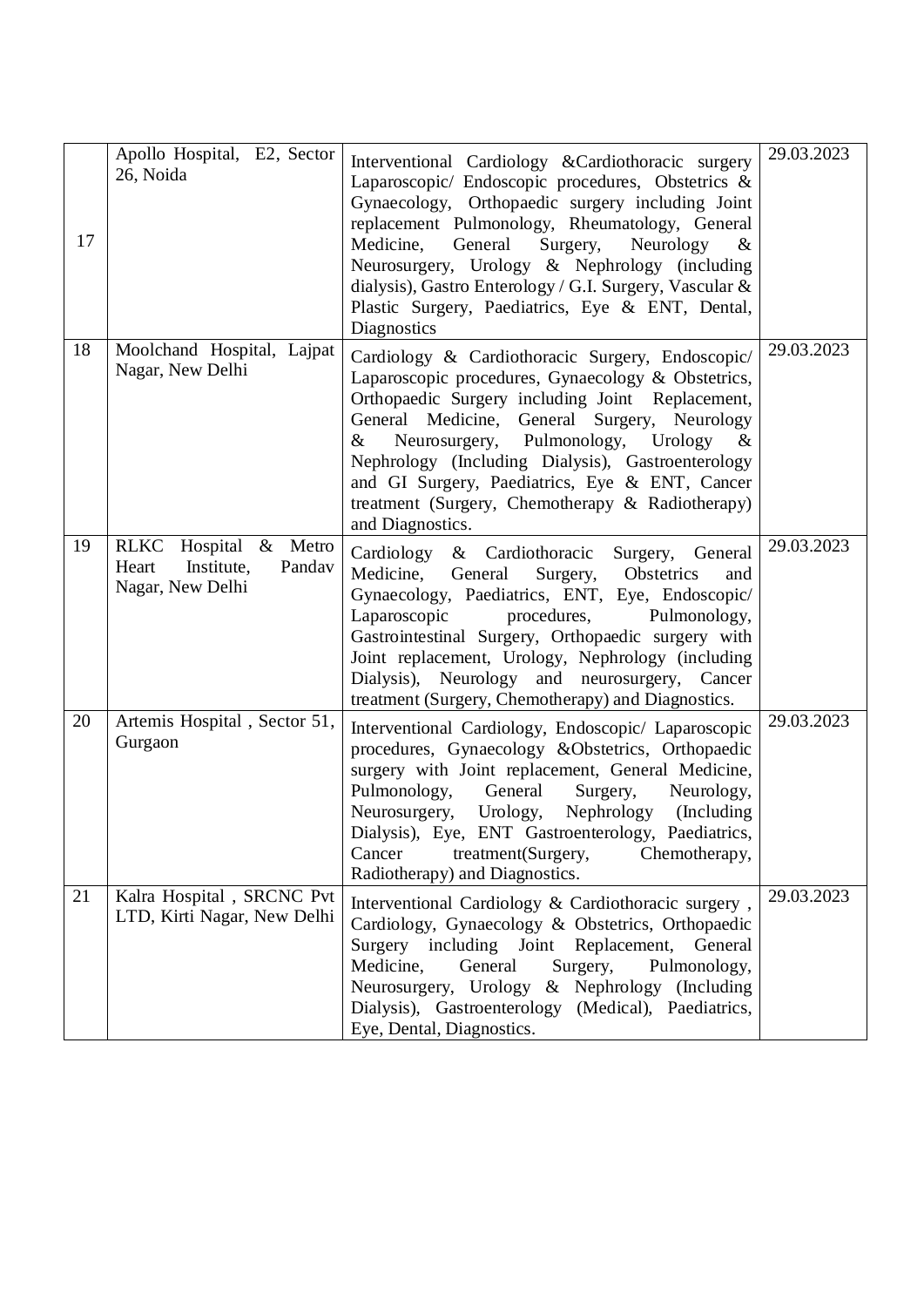| | | | |
|---|---|---|---|
| 17 | Apollo Hospital, E2, Sector 26, Noida | Interventional Cardiology &Cardiothoracic surgery Laparoscopic/ Endoscopic procedures, Obstetrics & Gynaecology, Orthopaedic surgery including Joint replacement Pulmonology, Rheumatology, General Medicine, General Surgery, Neurology & Neurosurgery, Urology & Nephrology (including dialysis), Gastro Enterology / G.I. Surgery, Vascular & Plastic Surgery, Paediatrics, Eye & ENT, Dental, Diagnostics | 29.03.2023 |
| 18 | Moolchand Hospital, Lajpat Nagar, New Delhi | Cardiology & Cardiothoracic Surgery, Endoscopic/ Laparoscopic procedures, Gynaecology & Obstetrics, Orthopaedic Surgery including Joint Replacement, General Medicine, General Surgery, Neurology & Neurosurgery, Pulmonology, Urology & Nephrology (Including Dialysis), Gastroenterology and GI Surgery, Paediatrics, Eye & ENT, Cancer treatment (Surgery, Chemotherapy & Radiotherapy) and Diagnostics. | 29.03.2023 |
| 19 | RLKC Hospital & Metro Heart Institute, Pandav Nagar, New Delhi | Cardiology & Cardiothoracic Surgery, General Medicine, General Surgery, Obstetrics and Gynaecology, Paediatrics, ENT, Eye, Endoscopic/ Laparoscopic procedures, Pulmonology, Gastrointestinal Surgery, Orthopaedic surgery with Joint replacement, Urology, Nephrology (including Dialysis), Neurology and neurosurgery, Cancer treatment (Surgery, Chemotherapy) and Diagnostics. | 29.03.2023 |
| 20 | Artemis Hospital , Sector 51, Gurgaon | Interventional Cardiology, Endoscopic/ Laparoscopic procedures, Gynaecology &Obstetrics, Orthopaedic surgery with Joint replacement, General Medicine, Pulmonology, General Surgery, Neurology, Neurosurgery, Urology, Nephrology (Including Dialysis), Eye, ENT Gastroenterology, Paediatrics, Cancer treatment(Surgery, Chemotherapy, Radiotherapy) and Diagnostics. | 29.03.2023 |
| 21 | Kalra Hospital , SRCNC Pvt LTD, Kirti Nagar, New Delhi | Interventional Cardiology & Cardiothoracic surgery , Cardiology, Gynaecology & Obstetrics, Orthopaedic Surgery including Joint Replacement, General Medicine, General Surgery, Pulmonology, Neurosurgery, Urology & Nephrology (Including Dialysis), Gastroenterology (Medical), Paediatrics, Eye, Dental, Diagnostics. | 29.03.2023 |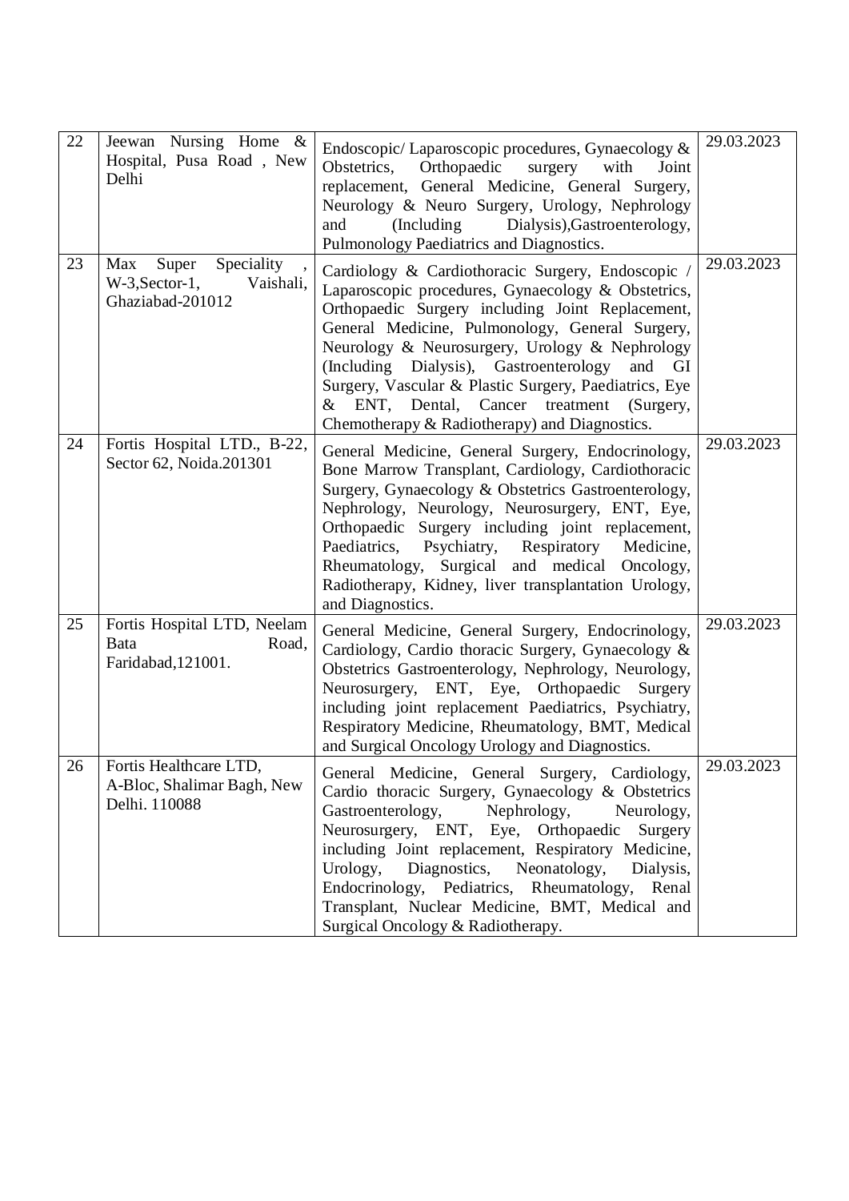| 22 | Jeewan Nursing Home & Hospital, Pusa Road , New Delhi | Endoscopic/ Laparoscopic procedures, Gynaecology & Obstetrics, Orthopaedic surgery with Joint replacement, General Medicine, General Surgery, Neurology & Neuro Surgery, Urology, Nephrology and (Including Dialysis),Gastroenterology, Pulmonology Paediatrics and Diagnostics. | 29.03.2023 |
|---|---|---|---|
| 23 | Max Super Speciality , W-3,Sector-1, Vaishali, Ghaziabad-201012 | Cardiology & Cardiothoracic Surgery, Endoscopic / Laparoscopic procedures, Gynaecology & Obstetrics, Orthopaedic Surgery including Joint Replacement, General Medicine, Pulmonology, General Surgery, Neurology & Neurosurgery, Urology & Nephrology (Including Dialysis), Gastroenterology and GI Surgery, Vascular & Plastic Surgery, Paediatrics, Eye & ENT, Dental, Cancer treatment (Surgery, Chemotherapy & Radiotherapy) and Diagnostics. | 29.03.2023 |
| 24 | Fortis Hospital LTD., B-22, Sector 62, Noida.201301 | General Medicine, General Surgery, Endocrinology, Bone Marrow Transplant, Cardiology, Cardiothoracic Surgery, Gynaecology & Obstetrics Gastroenterology, Nephrology, Neurology, Neurosurgery, ENT, Eye, Orthopaedic Surgery including joint replacement, Paediatrics, Psychiatry, Respiratory Medicine, Rheumatology, Surgical and medical Oncology, Radiotherapy, Kidney, liver transplantation Urology, and Diagnostics. | 29.03.2023 |
| 25 | Fortis Hospital LTD, Neelam Bata Road, Faridabad,121001. | General Medicine, General Surgery, Endocrinology, Cardiology, Cardio thoracic Surgery, Gynaecology & Obstetrics Gastroenterology, Nephrology, Neurology, Neurosurgery, ENT, Eye, Orthopaedic Surgery including joint replacement Paediatrics, Psychiatry, Respiratory Medicine, Rheumatology, BMT, Medical and Surgical Oncology Urology and Diagnostics. | 29.03.2023 |
| 26 | Fortis Healthcare LTD, A-Bloc, Shalimar Bagh, New Delhi. 110088 | General Medicine, General Surgery, Cardiology, Cardio thoracic Surgery, Gynaecology & Obstetrics Gastroenterology, Nephrology, Neurology, Neurosurgery, ENT, Eye, Orthopaedic Surgery including Joint replacement, Respiratory Medicine, Urology, Diagnostics, Neonatology, Dialysis, Endocrinology, Pediatrics, Rheumatology, Renal Transplant, Nuclear Medicine, BMT, Medical and Surgical Oncology & Radiotherapy. | 29.03.2023 |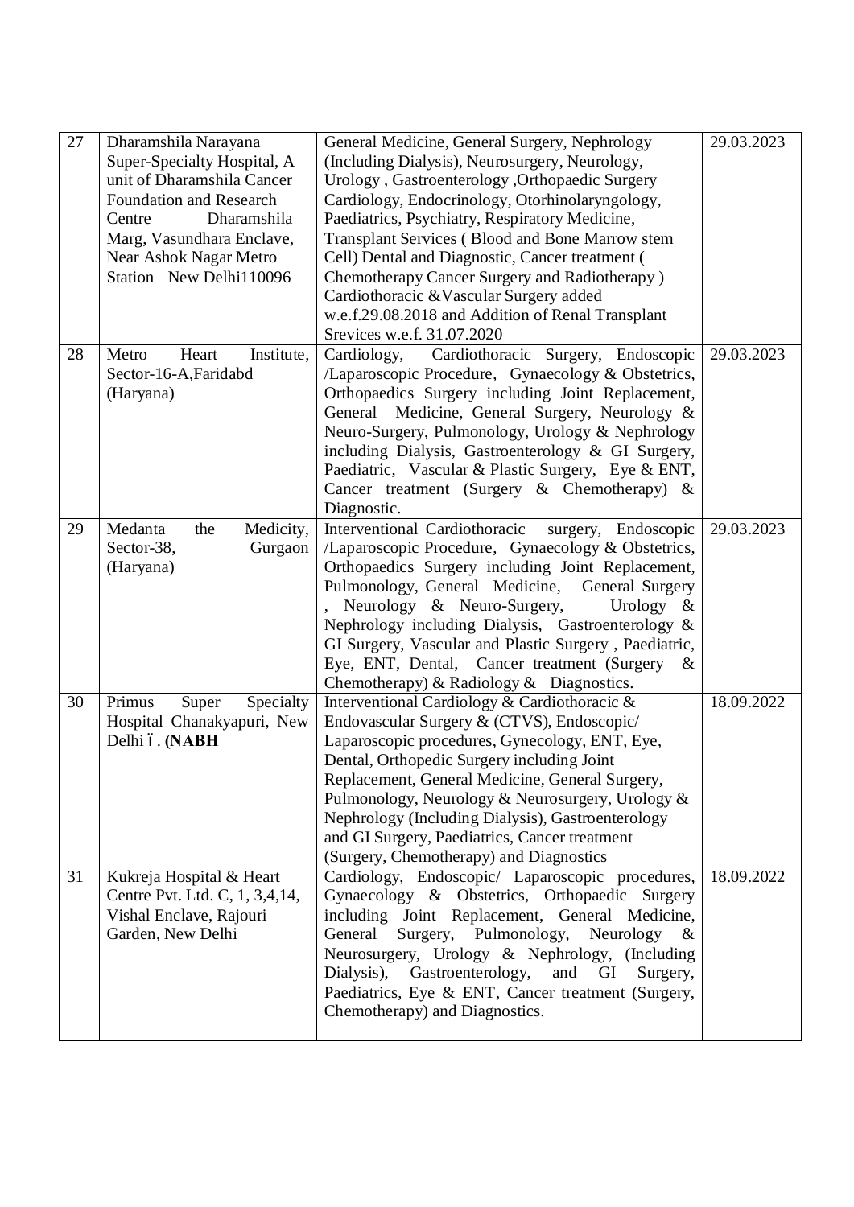| | | | |
|---|---|---|---|
| 27 | Dharamshila Narayana Super-Specialty Hospital, A unit of Dharamshila Cancer Foundation and Research Centre Dharamshila Marg, Vasundhara Enclave, Near Ashok Nagar Metro Station New Delhi110096 | General Medicine, General Surgery, Nephrology (Including Dialysis), Neurosurgery, Neurology, Urology , Gastroenterology ,Orthopaedic Surgery Cardiology, Endocrinology, Otorhinolaryngology, Paediatrics, Psychiatry, Respiratory Medicine, Transplant Services ( Blood and Bone Marrow stem Cell) Dental and Diagnostic, Cancer treatment ( Chemotherapy Cancer Surgery and Radiotherapy ) Cardiothoracic &Vascular Surgery added w.e.f.29.08.2018 and Addition of Renal Transplant Srevices w.e.f. 31.07.2020 | 29.03.2023 |
| 28 | Metro Heart Institute, Sector-16-A,Faridabd (Haryana) | Cardiology, Cardiothoracic Surgery, Endoscopic /Laparoscopic Procedure, Gynaecology & Obstetrics, Orthopaedics Surgery including Joint Replacement, General Medicine, General Surgery, Neurology & Neuro-Surgery, Pulmonology, Urology & Nephrology including Dialysis, Gastroenterology & GI Surgery, Paediatric, Vascular & Plastic Surgery, Eye & ENT, Cancer treatment (Surgery & Chemotherapy) & Diagnostic. | 29.03.2023 |
| 29 | Medanta the Medicity, Sector-38, Gurgaon (Haryana) | Interventional Cardiothoracic surgery, Endoscopic /Laparoscopic Procedure, Gynaecology & Obstetrics, Orthopaedics Surgery including Joint Replacement, Pulmonology, General Medicine, General Surgery , Neurology & Neuro-Surgery, Urology & Nephrology including Dialysis, Gastroenterology & GI Surgery, Vascular and Plastic Surgery , Paediatric, Eye, ENT, Dental, Cancer treatment (Surgery & Chemotherapy) & Radiology & Diagnostics. | 29.03.2023 |
| 30 | Primus Super Specialty Hospital Chanakyapuri, New Delhi – **(NABH** | Interventional Cardiology & Cardiothoracic & Endovascular Surgery & (CTVS), Endoscopic/ Laparoscopic procedures, Gynecology, ENT, Eye, Dental, Orthopedic Surgery including Joint Replacement, General Medicine, General Surgery, Pulmonology, Neurology & Neurosurgery, Urology & Nephrology (Including Dialysis), Gastroenterology and GI Surgery, Paediatrics, Cancer treatment (Surgery, Chemotherapy) and Diagnostics | 18.09.2022 |
| 31 | Kukreja Hospital & Heart Centre Pvt. Ltd. C, 1, 3,4,14, Vishal Enclave, Rajouri Garden, New Delhi | Cardiology, Endoscopic/ Laparoscopic procedures, Gynaecology & Obstetrics, Orthopaedic Surgery including Joint Replacement, General Medicine, General Surgery, Pulmonology, Neurology & Neurosurgery, Urology & Nephrology, (Including Dialysis), Gastroenterology, and GI Surgery, Paediatrics, Eye & ENT, Cancer treatment (Surgery, Chemotherapy) and Diagnostics. | 18.09.2022 |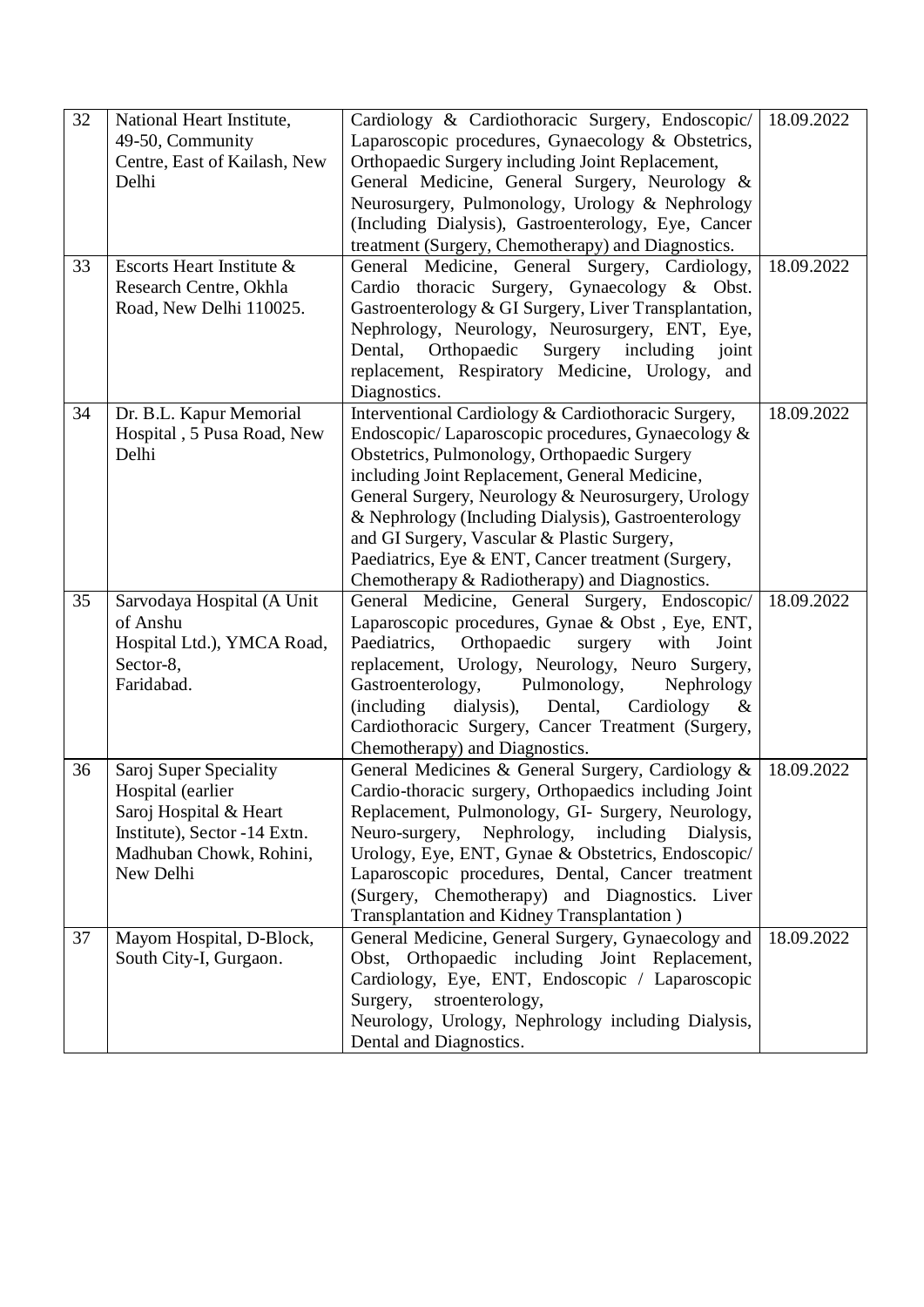| 32 | National Heart Institute, 49-50, Community Centre, East of Kailash, New Delhi | Cardiology & Cardiothoracic Surgery, Endoscopic/ Laparoscopic procedures, Gynaecology & Obstetrics, Orthopaedic Surgery including Joint Replacement, General Medicine, General Surgery, Neurology & Neurosurgery, Pulmonology, Urology & Nephrology (Including Dialysis), Gastroenterology, Eye, Cancer treatment (Surgery, Chemotherapy) and Diagnostics. | 18.09.2022 |
|---|---|---|---|
| 33 | Escorts Heart Institute & Research Centre, Okhla Road, New Delhi 110025. | General Medicine, General Surgery, Cardiology, Cardio thoracic Surgery, Gynaecology & Obst. Gastroenterology & GI Surgery, Liver Transplantation, Nephrology, Neurology, Neurosurgery, ENT, Eye, Dental, Orthopaedic Surgery including joint replacement, Respiratory Medicine, Urology, and Diagnostics. | 18.09.2022 |
| 34 | Dr. B.L. Kapur Memorial Hospital , 5 Pusa Road, New Delhi | Interventional Cardiology & Cardiothoracic Surgery, Endoscopic/ Laparoscopic procedures, Gynaecology & Obstetrics, Pulmonology, Orthopaedic Surgery including Joint Replacement, General Medicine, General Surgery, Neurology & Neurosurgery, Urology & Nephrology (Including Dialysis), Gastroenterology and GI Surgery, Vascular & Plastic Surgery, Paediatrics, Eye & ENT, Cancer treatment (Surgery, Chemotherapy & Radiotherapy) and Diagnostics. | 18.09.2022 |
| 35 | Sarvodaya Hospital (A Unit of Anshu Hospital Ltd.), YMCA Road, Sector-8, Faridabad. | General Medicine, General Surgery, Endoscopic/ Laparoscopic procedures, Gynae & Obst , Eye, ENT, Paediatrics, Orthopaedic surgery with Joint replacement, Urology, Neurology, Neuro Surgery, Gastroenterology, Pulmonology, Nephrology (including dialysis), Dental, Cardiology & Cardiothoracic Surgery, Cancer Treatment (Surgery, Chemotherapy) and Diagnostics. | 18.09.2022 |
| 36 | Saroj Super Speciality Hospital (earlier Saroj Hospital & Heart Institute), Sector -14 Extn. Madhuban Chowk, Rohini, New Delhi | General Medicines & General Surgery, Cardiology & Cardio-thoracic surgery, Orthopaedics including Joint Replacement, Pulmonology, GI- Surgery, Neurology, Neuro-surgery, Nephrology, including Dialysis, Urology, Eye, ENT, Gynae & Obstetrics, Endoscopic/ Laparoscopic procedures, Dental, Cancer treatment (Surgery, Chemotherapy) and Diagnostics. Liver Transplantation and Kidney Transplantation ) | 18.09.2022 |
| 37 | Mayom Hospital, D-Block, South City-I, Gurgaon. | General Medicine, General Surgery, Gynaecology and Obst, Orthopaedic including Joint Replacement, Cardiology, Eye, ENT, Endoscopic / Laparoscopic Surgery, stroenterology, Neurology, Urology, Nephrology including Dialysis, Dental and Diagnostics. | 18.09.2022 |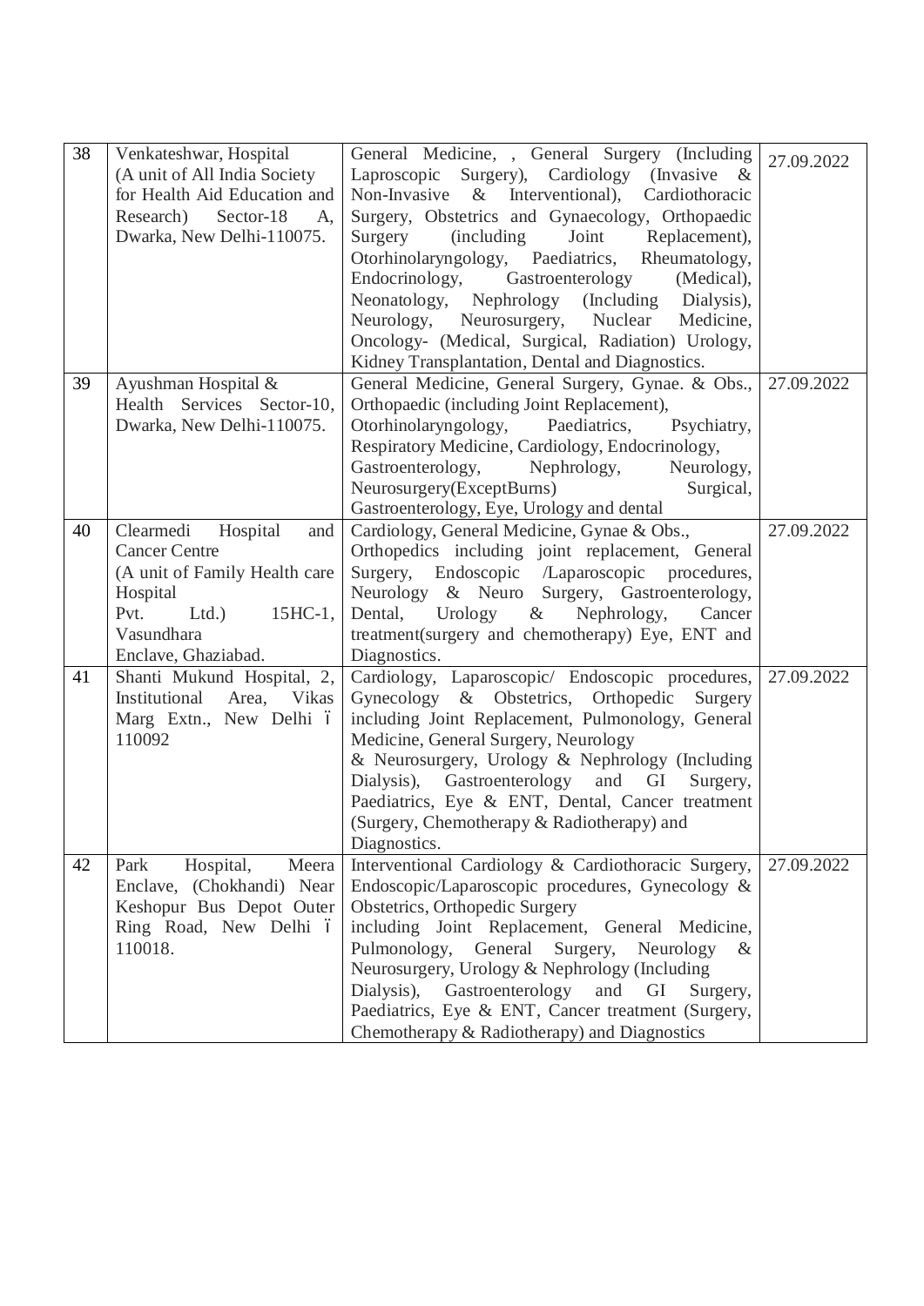| 38 | Venkateshwar, Hospital (A unit of All India Society for Health Aid Education and Research) Sector-18 A, Dwarka, New Delhi-110075. | General Medicine, , General Surgery (Including Laproscopic Surgery), Cardiology (Invasive & Non-Invasive & Interventional), Cardiothoracic Surgery, Obstetrics and Gynaecology, Orthopaedic Surgery (including Joint Replacement), Otorhinolaryngology, Paediatrics, Rheumatology, Endocrinology, Gastroenterology (Medical), Neonatology, Nephrology (Including Dialysis), Neurology, Neurosurgery, Nuclear Medicine, Oncology- (Medical, Surgical, Radiation) Urology, Kidney Transplantation, Dental and Diagnostics. | 27.09.2022 |
|---|---|---|---|
| 39 | Ayushman Hospital & Health Services Sector-10, Dwarka, New Delhi-110075. | General Medicine, General Surgery, Gynae. & Obs., Orthopaedic (including Joint Replacement), Otorhinolaryngology, Paediatrics, Psychiatry, Respiratory Medicine, Cardiology, Endocrinology, Gastroenterology, Nephrology, Neurology, Neurosurgery(ExceptBurns) Surgical, Gastroenterology, Eye, Urology and dental | 27.09.2022 |
| 40 | Clearmedi Hospital and Cancer Centre (A unit of Family Health care Hospital Pvt. Ltd.) 15HC-1, Vasundhara Enclave, Ghaziabad. | Cardiology, General Medicine, Gynae & Obs., Orthopedics including joint replacement, General Surgery, Endoscopic /Laparoscopic procedures, Neurology & Neuro Surgery, Gastroenterology, Dental, Urology & Nephrology, Cancer treatment(surgery and chemotherapy) Eye, ENT and Diagnostics. | 27.09.2022 |
| 41 | Shanti Mukund Hospital, 2, Institutional Area, Vikas Marg Extn., New Delhi – 110092 | Cardiology, Laparoscopic/ Endoscopic procedures, Gynecology & Obstetrics, Orthopedic Surgery including Joint Replacement, Pulmonology, General Medicine, General Surgery, Neurology & Neurosurgery, Urology & Nephrology (Including Dialysis), Gastroenterology and GI Surgery, Paediatrics, Eye & ENT, Dental, Cancer treatment (Surgery, Chemotherapy & Radiotherapy) and Diagnostics. | 27.09.2022 |
| 42 | Park Hospital, Meera Enclave, (Chokhandi) Near Keshopur Bus Depot Outer Ring Road, New Delhi – 110018. | Interventional Cardiology & Cardiothoracic Surgery, Endoscopic/Laparoscopic procedures, Gynecology & Obstetrics, Orthopedic Surgery including Joint Replacement, General Medicine, Pulmonology, General Surgery, Neurology & Neurosurgery, Urology & Nephrology (Including Dialysis), Gastroenterology and GI Surgery, Paediatrics, Eye & ENT, Cancer treatment (Surgery, Chemotherapy & Radiotherapy) and Diagnostics | 27.09.2022 |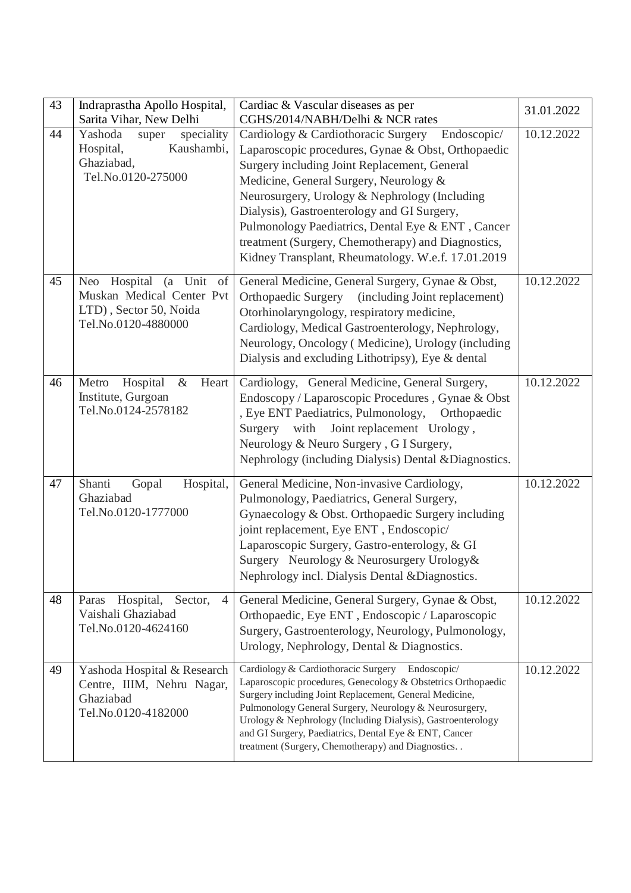| 43 | Indraprastha Apollo Hospital, Sarita Vihar, New Delhi | Cardiac & Vascular diseases as per CGHS/2014/NABH/Delhi & NCR rates | 31.01.2022 |
|---|---|---|---|
| 44 | Yashoda super speciality Hospital, Kaushambi, Ghaziabad, Tel.No.0120-275000 | Cardiology & Cardiothoracic Surgery Endoscopic/ Laparoscopic procedures, Gynae & Obst, Orthopaedic Surgery including Joint Replacement, General Medicine, General Surgery, Neurology & Neurosurgery, Urology & Nephrology (Including Dialysis), Gastroenterology and GI Surgery, Pulmonology Paediatrics, Dental Eye & ENT , Cancer treatment (Surgery, Chemotherapy) and Diagnostics, Kidney Transplant, Rheumatology. W.e.f. 17.01.2019 | 10.12.2022 |
| 45 | Neo Hospital (a Unit of Muskan Medical Center Pvt LTD) , Sector 50, Noida Tel.No.0120-4880000 | General Medicine, General Surgery, Gynae & Obst, Orthopaedic Surgery (including Joint replacement) Otorhinolaryngology, respiratory medicine, Cardiology, Medical Gastroenterology, Nephrology, Neurology, Oncology ( Medicine), Urology (including Dialysis and excluding Lithotripsy), Eye & dental | 10.12.2022 |
| 46 | Metro Hospital & Heart Institute, Gurgoan Tel.No.0124-2578182 | Cardiology, General Medicine, General Surgery, Endoscopy / Laparoscopic Procedures , Gynae & Obst , Eye ENT Paediatrics, Pulmonology, Orthopaedic Surgery with Joint replacement Urology , Neurology & Neuro Surgery , G I Surgery, Nephrology (including Dialysis) Dental &Diagnostics. | 10.12.2022 |
| 47 | Shanti Gopal Hospital, Ghaziabad Tel.No.0120-1777000 | General Medicine, Non-invasive Cardiology, Pulmonology, Paediatrics, General Surgery, Gynaecology & Obst. Orthopaedic Surgery including joint replacement, Eye ENT , Endoscopic/ Laparoscopic Surgery, Gastro-enterology, & GI Surgery Neurology & Neurosurgery Urology& Nephrology incl. Dialysis Dental &Diagnostics. | 10.12.2022 |
| 48 | Paras Hospital, Sector, 4 Vaishali Ghaziabad Tel.No.0120-4624160 | General Medicine, General Surgery, Gynae & Obst, Orthopaedic, Eye ENT , Endoscopic / Laparoscopic Surgery, Gastroenterology, Neurology, Pulmonology, Urology, Nephrology, Dental & Diagnostics. | 10.12.2022 |
| 49 | Yashoda Hospital & Research Centre, IIIM, Nehru Nagar, Ghaziabad Tel.No.0120-4182000 | Cardiology & Cardiothoracic Surgery Endoscopic/ Laparoscopic procedures, Genecology & Obstetrics Orthopaedic Surgery including Joint Replacement, General Medicine, Pulmonology General Surgery, Neurology & Neurosurgery, Urology & Nephrology (Including Dialysis), Gastroenterology and GI Surgery, Paediatrics, Dental Eye & ENT, Cancer treatment (Surgery, Chemotherapy) and Diagnostics. . | 10.12.2022 |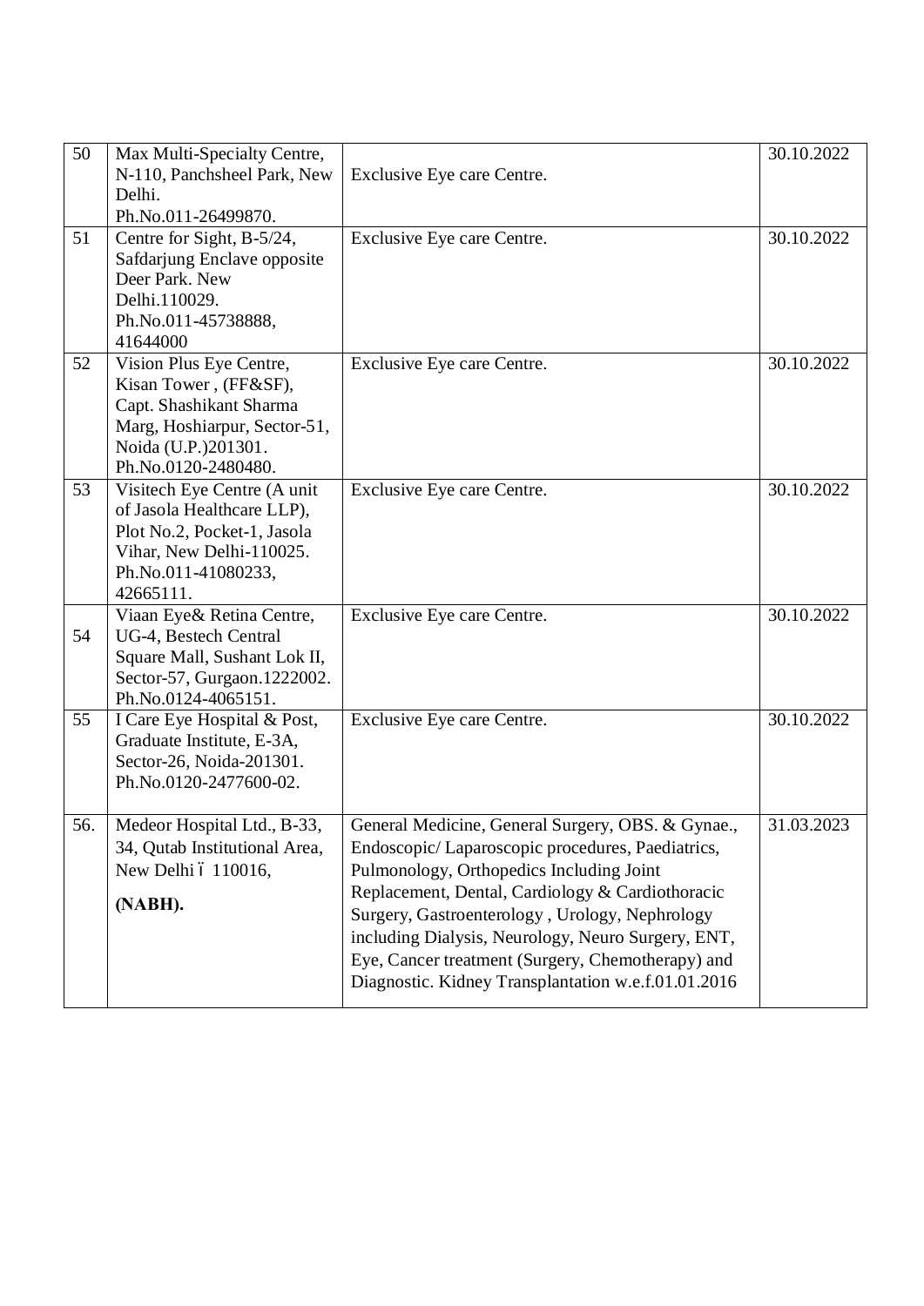| 50 | Max Multi-Specialty Centre, N-110, Panchsheel Park, New Delhi. Ph.No.011-26499870. | Exclusive Eye care Centre. | 30.10.2022 |
|---|---|---|---|
| 51 | Centre for Sight, B-5/24, Safdarjung Enclave opposite Deer Park. New Delhi.110029. Ph.No.011-45738888, 41644000 | Exclusive Eye care Centre. | 30.10.2022 |
| 52 | Vision Plus Eye Centre, Kisan Tower , (FF&SF), Capt. Shashikant Sharma Marg, Hoshiarpur, Sector-51, Noida (U.P.)201301. Ph.No.0120-2480480. | Exclusive Eye care Centre. | 30.10.2022 |
| 53 | Visitech Eye Centre (A unit of Jasola Healthcare LLP), Plot No.2, Pocket-1, Jasola Vihar, New Delhi-110025. Ph.No.011-41080233, 42665111. | Exclusive Eye care Centre. | 30.10.2022 |
| 54 | Viaan Eye& Retina Centre, UG-4, Bestech Central Square Mall, Sushant Lok II, Sector-57, Gurgaon.1222002. Ph.No.0124-4065151. | Exclusive Eye care Centre. | 30.10.2022 |
| 55 | I Care Eye Hospital & Post, Graduate Institute, E-3A, Sector-26, Noida-201301. Ph.No.0120-2477600-02. | Exclusive Eye care Centre. | 30.10.2022 |
| 56. | Medeor Hospital Ltd., B-33, 34, Qutab Institutional Area, New Delhi – 110016, **(NABH).** | General Medicine, General Surgery, OBS. & Gynae., Endoscopic/ Laparoscopic procedures, Paediatrics, Pulmonology, Orthopedics Including Joint Replacement, Dental, Cardiology & Cardiothoracic Surgery, Gastroenterology , Urology, Nephrology including Dialysis, Neurology, Neuro Surgery, ENT, Eye, Cancer treatment (Surgery, Chemotherapy) and Diagnostic. Kidney Transplantation w.e.f.01.01.2016 | 31.03.2023 |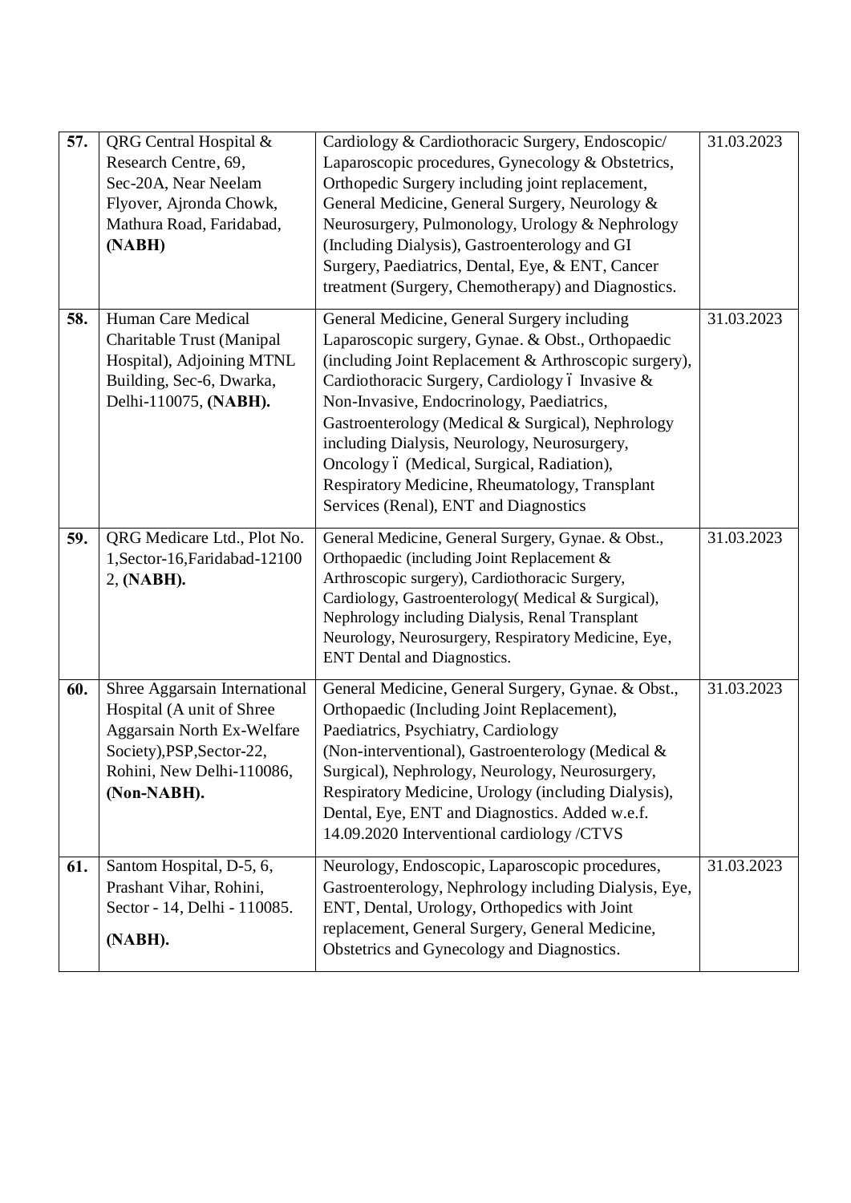| 57. | QRG Central Hospital & Research Centre, 69, Sec-20A, Near Neelam Flyover, Ajronda Chowk, Mathura Road, Faridabad, **(NABH)** | Cardiology & Cardiothoracic Surgery, Endoscopic/ Laparoscopic procedures, Gynecology & Obstetrics, Orthopedic Surgery including joint replacement, General Medicine, General Surgery, Neurology & Neurosurgery, Pulmonology, Urology & Nephrology (Including Dialysis), Gastroenterology and GI Surgery, Paediatrics, Dental, Eye, & ENT, Cancer treatment (Surgery, Chemotherapy) and Diagnostics. | 31.03.2023 |
|---|---|---|---|
| 58. | Human Care Medical Charitable Trust (Manipal Hospital), Adjoining MTNL Building, Sec-6, Dwarka, Delhi-110075, **(NABH).** | General Medicine, General Surgery including Laparoscopic surgery, Gynae. & Obst., Orthopaedic (including Joint Replacement & Arthroscopic surgery), Cardiothoracic Surgery, Cardiology – Invasive & Non-Invasive, Endocrinology, Paediatrics, Gastroenterology (Medical & Surgical), Nephrology including Dialysis, Neurology, Neurosurgery, Oncology – (Medical, Surgical, Radiation), Respiratory Medicine, Rheumatology, Transplant Services (Renal), ENT and Diagnostics | 31.03.2023 |
| 59. | QRG Medicare Ltd., Plot No. 1,Sector-16,Faridabad-121002, **(NABH).** | General Medicine, General Surgery, Gynae. & Obst., Orthopaedic (including Joint Replacement & Arthroscopic surgery), Cardiothoracic Surgery, Cardiology, Gastroenterology( Medical & Surgical), Nephrology including Dialysis, Renal Transplant Neurology, Neurosurgery, Respiratory Medicine, Eye, ENT Dental and Diagnostics. | 31.03.2023 |
| 60. | Shree Aggarsain International Hospital (A unit of Shree Aggarsain North Ex-Welfare Society),PSP,Sector-22, Rohini, New Delhi-110086, **(Non-NABH).** | General Medicine, General Surgery, Gynae. & Obst., Orthopaedic (Including Joint Replacement), Paediatrics, Psychiatry, Cardiology (Non-interventional), Gastroenterology (Medical & Surgical), Nephrology, Neurology, Neurosurgery, Respiratory Medicine, Urology (including Dialysis), Dental, Eye, ENT and Diagnostics. Added w.e.f. 14.09.2020 Interventional cardiology /CTVS | 31.03.2023 |
| 61. | Santom Hospital, D-5, 6, Prashant Vihar, Rohini, Sector - 14, Delhi - 110085. **(NABH).** | Neurology, Endoscopic, Laparoscopic procedures, Gastroenterology, Nephrology including Dialysis, Eye, ENT, Dental, Urology, Orthopedics with Joint replacement, General Surgery, General Medicine, Obstetrics and Gynecology and Diagnostics. | 31.03.2023 |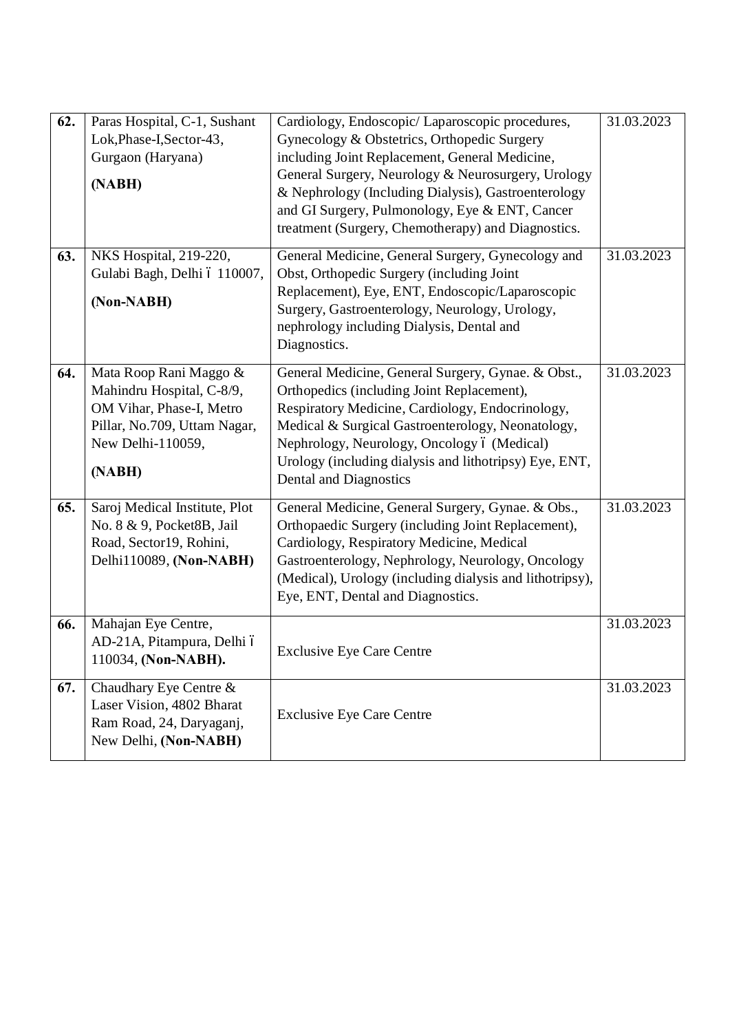| **62.** | Paras Hospital, C-1, Sushant Lok,Phase-I,Sector-43, Gurgaon (Haryana) **(NABH)** | Cardiology, Endoscopic/ Laparoscopic procedures, Gynecology & Obstetrics, Orthopedic Surgery including Joint Replacement, General Medicine, General Surgery, Neurology & Neurosurgery, Urology & Nephrology (Including Dialysis), Gastroenterology and GI Surgery, Pulmonology, Eye & ENT, Cancer treatment (Surgery, Chemotherapy) and Diagnostics. | 31.03.2023 |
|---|---|---|---|
| **63.** | NKS Hospital, 219-220, Gulabi Bagh, Delhi – 110007, **(Non-NABH)** | General Medicine, General Surgery, Gynecology and Obst, Orthopedic Surgery (including Joint Replacement), Eye, ENT, Endoscopic/Laparoscopic Surgery, Gastroenterology, Neurology, Urology, nephrology including Dialysis, Dental and Diagnostics. | 31.03.2023 |
| **64.** | Mata Roop Rani Maggo & Mahindru Hospital, C-8/9, OM Vihar, Phase-I, Metro Pillar, No.709, Uttam Nagar, New Delhi-110059, **(NABH)** | General Medicine, General Surgery, Gynae. & Obst., Orthopedics (including Joint Replacement), Respiratory Medicine, Cardiology, Endocrinology, Medical & Surgical Gastroenterology, Neonatology, Nephrology, Neurology, Oncology – (Medical) Urology (including dialysis and lithotripsy) Eye, ENT, Dental and Diagnostics | 31.03.2023 |
| **65.** | Saroj Medical Institute, Plot No. 8 & 9, Pocket8B, Jail Road, Sector19, Rohini, Delhi110089, **(Non-NABH)** | General Medicine, General Surgery, Gynae. & Obs., Orthopaedic Surgery (including Joint Replacement), Cardiology, Respiratory Medicine, Medical Gastroenterology, Nephrology, Neurology, Oncology (Medical), Urology (including dialysis and lithotripsy), Eye, ENT, Dental and Diagnostics. | 31.03.2023 |
| **66.** | Mahajan Eye Centre, AD-21A, Pitampura, Delhi – 110034, **(Non-NABH).** | Exclusive Eye Care Centre | 31.03.2023 |
| **67.** | Chaudhary Eye Centre & Laser Vision, 4802 Bharat Ram Road, 24, Daryaganj, New Delhi, **(Non-NABH)** | Exclusive Eye Care Centre | 31.03.2023 |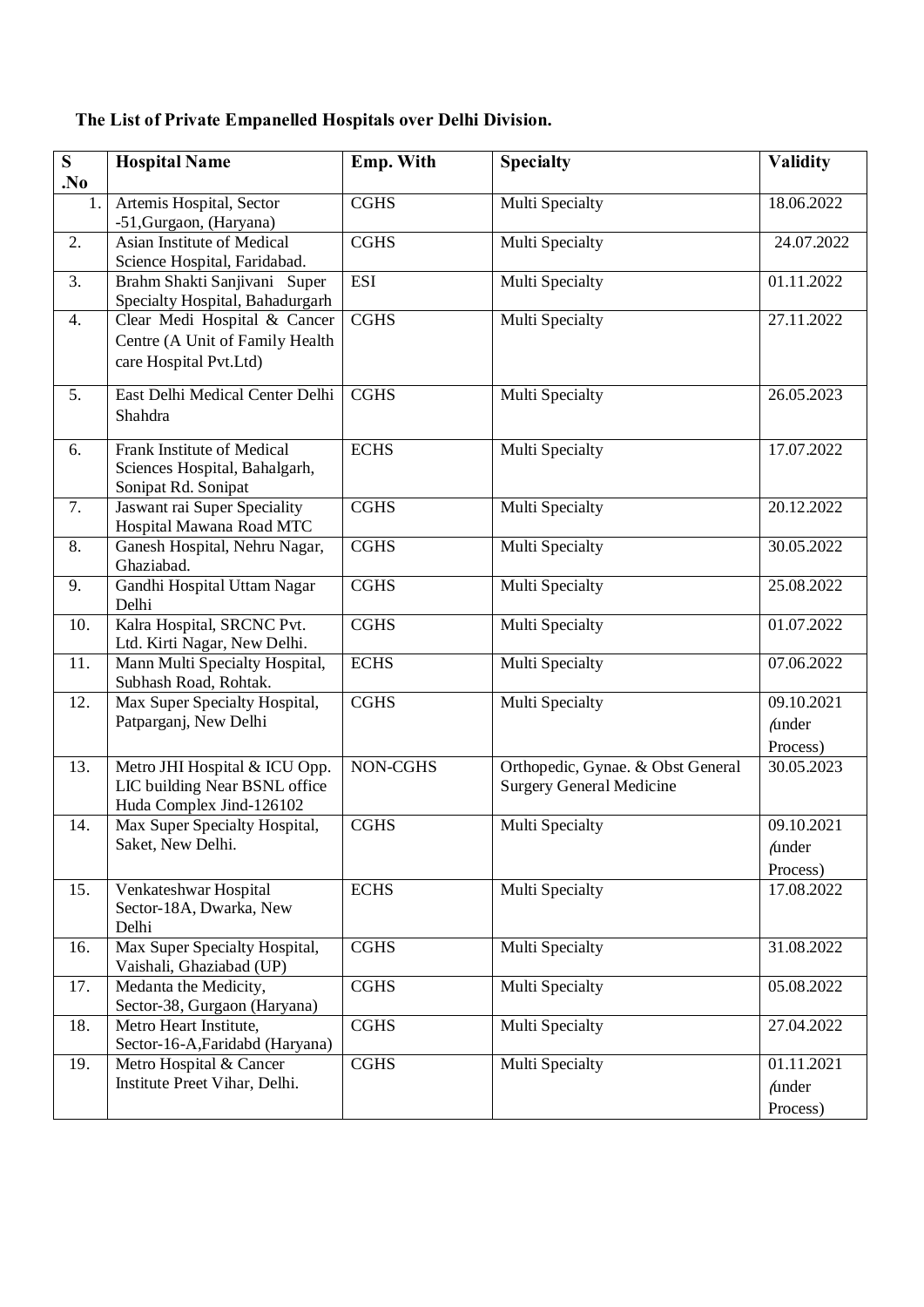**The List of Private Empanelled Hospitals over Delhi Division.**

| S .No | Hospital Name | Emp. With | Specialty | Validity |
|---|---|---|---|---|
| 1. | Artemis Hospital, Sector -51,Gurgaon, (Haryana) | CGHS | Multi Specialty | 18.06.2022 |
| 2. | Asian Institute of Medical Science Hospital, Faridabad. | CGHS | Multi Specialty | 24.07.2022 |
| 3. | Brahm Shakti Sanjivani Super Specialty Hospital, Bahadurgarh | ESI | Multi Specialty | 01.11.2022 |
| 4. | Clear Medi Hospital & Cancer Centre (A Unit of Family Health care Hospital Pvt.Ltd) | CGHS | Multi Specialty | 27.11.2022 |
| 5. | East Delhi Medical Center Delhi Shahdra | CGHS | Multi Specialty | 26.05.2023 |
| 6. | Frank Institute of Medical Sciences Hospital, Bahalgarh, Sonipat Rd. Sonipat | ECHS | Multi Specialty | 17.07.2022 |
| 7. | Jaswant rai Super Speciality Hospital Mawana Road MTC | CGHS | Multi Specialty | 20.12.2022 |
| 8. | Ganesh Hospital, Nehru Nagar, Ghaziabad. | CGHS | Multi Specialty | 30.05.2022 |
| 9. | Gandhi Hospital Uttam Nagar Delhi | CGHS | Multi Specialty | 25.08.2022 |
| 10. | Kalra Hospital, SRCNC Pvt. Ltd. Kirti Nagar, New Delhi. | CGHS | Multi Specialty | 01.07.2022 |
| 11. | Mann Multi Specialty Hospital, Subhash Road, Rohtak. | ECHS | Multi Specialty | 07.06.2022 |
| 12. | Max Super Specialty Hospital, Patparganj, New Delhi | CGHS | Multi Specialty | 09.10.2021 (under Process) |
| 13. | Metro JHI Hospital & ICU Opp. LIC building Near BSNL office Huda Complex Jind-126102 | NON-CGHS | Orthopedic, Gynae. & Obst General Surgery General Medicine | 30.05.2023 |
| 14. | Max Super Specialty Hospital, Saket, New Delhi. | CGHS | Multi Specialty | 09.10.2021 (under Process) |
| 15. | Venkateshwar Hospital Sector-18A, Dwarka, New Delhi | ECHS | Multi Specialty | 17.08.2022 |
| 16. | Max Super Specialty Hospital, Vaishali, Ghaziabad (UP) | CGHS | Multi Specialty | 31.08.2022 |
| 17. | Medanta the Medicity, Sector-38, Gurgaon (Haryana) | CGHS | Multi Specialty | 05.08.2022 |
| 18. | Metro Heart Institute, Sector-16-A,Faridabd (Haryana) | CGHS | Multi Specialty | 27.04.2022 |
| 19. | Metro Hospital & Cancer Institute Preet Vihar, Delhi. | CGHS | Multi Specialty | 01.11.2021 (under Process) |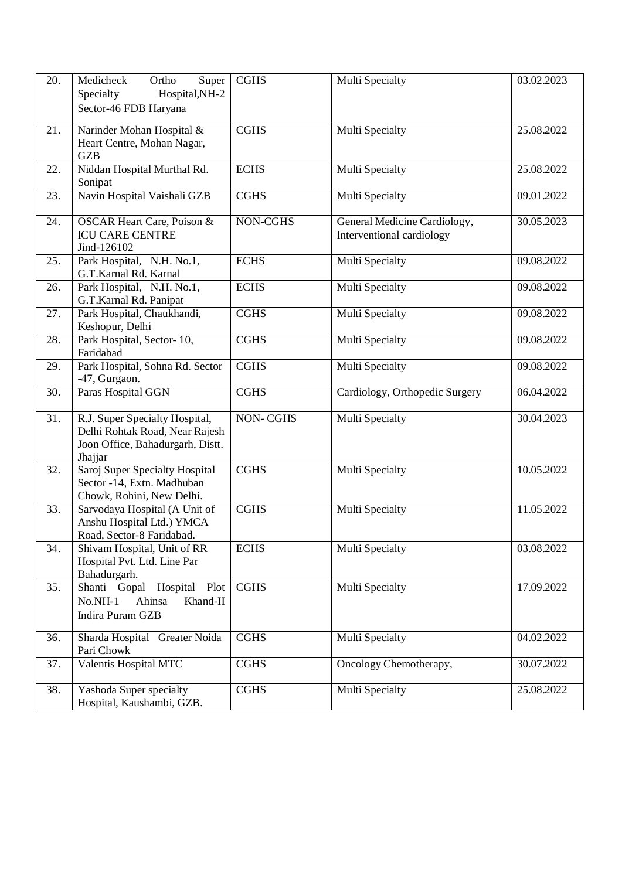| 20. | Medicheck Ortho Super Specialty Hospital,NH-2 Sector-46 FDB Haryana | CGHS | Multi Specialty | 03.02.2023 |
|---|---|---|---|---|
| 21. | Narinder Mohan Hospital & Heart Centre, Mohan Nagar, GZB | CGHS | Multi Specialty | 25.08.2022 |
| 22. | Niddan Hospital Murthal Rd. Sonipat | ECHS | Multi Specialty | 25.08.2022 |
| 23. | Navin Hospital Vaishali GZB | CGHS | Multi Specialty | 09.01.2022 |
| 24. | OSCAR Heart Care, Poison & ICU CARE CENTRE Jind-126102 | NON-CGHS | General Medicine Cardiology, Interventional cardiology | 30.05.2023 |
| 25. | Park Hospital, N.H. No.1, G.T.Karnal Rd. Karnal | ECHS | Multi Specialty | 09.08.2022 |
| 26. | Park Hospital, N.H. No.1, G.T.Karnal Rd. Panipat | ECHS | Multi Specialty | 09.08.2022 |
| 27. | Park Hospital, Chaukhandi, Keshopur, Delhi | CGHS | Multi Specialty | 09.08.2022 |
| 28. | Park Hospital, Sector- 10, Faridabad | CGHS | Multi Specialty | 09.08.2022 |
| 29. | Park Hospital, Sohna Rd. Sector -47, Gurgaon. | CGHS | Multi Specialty | 09.08.2022 |
| 30. | Paras Hospital GGN | CGHS | Cardiology, Orthopedic Surgery | 06.04.2022 |
| 31. | R.J. Super Specialty Hospital, Delhi Rohtak Road, Near Rajesh Joon Office, Bahadurgarh, Distt. Jhajjar | NON- CGHS | Multi Specialty | 30.04.2023 |
| 32. | Saroj Super Specialty Hospital Sector -14, Extn. Madhuban Chowk, Rohini, New Delhi. | CGHS | Multi Specialty | 10.05.2022 |
| 33. | Sarvodaya Hospital (A Unit of Anshu Hospital Ltd.) YMCA Road, Sector-8 Faridabad. | CGHS | Multi Specialty | 11.05.2022 |
| 34. | Shivam Hospital, Unit of RR Hospital Pvt. Ltd. Line Par Bahadurgarh. | ECHS | Multi Specialty | 03.08.2022 |
| 35. | Shanti Gopal Hospital Plot No.NH-1 Ahinsa Khand-II Indira Puram GZB | CGHS | Multi Specialty | 17.09.2022 |
| 36. | Sharda Hospital Greater Noida Pari Chowk | CGHS | Multi Specialty | 04.02.2022 |
| 37. | Valentis Hospital MTC | CGHS | Oncology Chemotherapy, | 30.07.2022 |
| 38. | Yashoda Super specialty Hospital, Kaushambi, GZB. | CGHS | Multi Specialty | 25.08.2022 |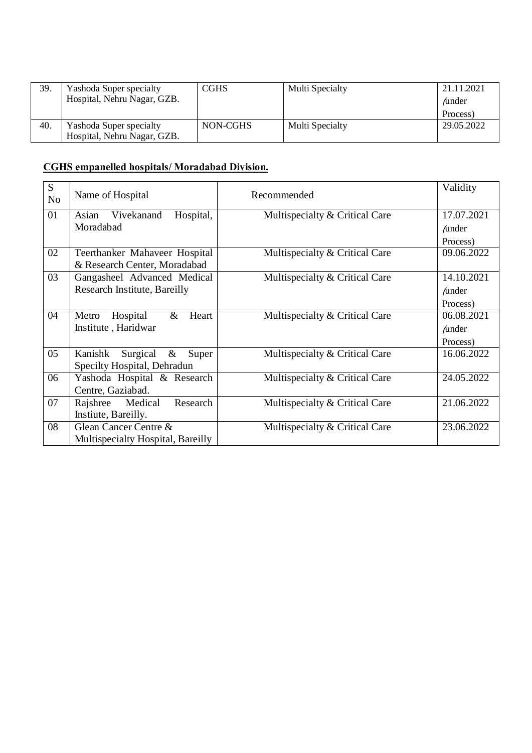| 39. | Yashoda Super specialty Hospital, Nehru Nagar, GZB. | CGHS | Multi Specialty | 21.11.2021 (under Process) |
|---|---|---|---|---|
| 40. | Yashoda Super specialty Hospital, Nehru Nagar, GZB. | NON-CGHS | Multi Specialty | 29.05.2022 |

**CGHS empanelled hospitals/ Moradabad Division.**

| S No | Name of Hospital | Recommended | Validity |
|---|---|---|---|
| 01 | Asian Vivekanand Hospital, Moradabad | Multispecialty & Critical Care | 17.07.2021 (under Process) |
| 02 | Teerthanker Mahaveer Hospital & Research Center, Moradabad | Multispecialty & Critical Care | 09.06.2022 |
| 03 | Gangasheel Advanced Medical Research Institute, Bareilly | Multispecialty & Critical Care | 14.10.2021 (under Process) |
| 04 | Metro Hospital & Heart Institute , Haridwar | Multispecialty & Critical Care | 06.08.2021 (under Process) |
| 05 | Kanishk Surgical & Super Specilty Hospital, Dehradun | Multispecialty & Critical Care | 16.06.2022 |
| 06 | Yashoda Hospital & Research Centre, Gaziabad. | Multispecialty & Critical Care | 24.05.2022 |
| 07 | Rajshree Medical Research Instiute, Bareilly. | Multispecialty & Critical Care | 21.06.2022 |
| 08 | Glean Cancer Centre & Multispecialty Hospital, Bareilly | Multispecialty & Critical Care | 23.06.2022 |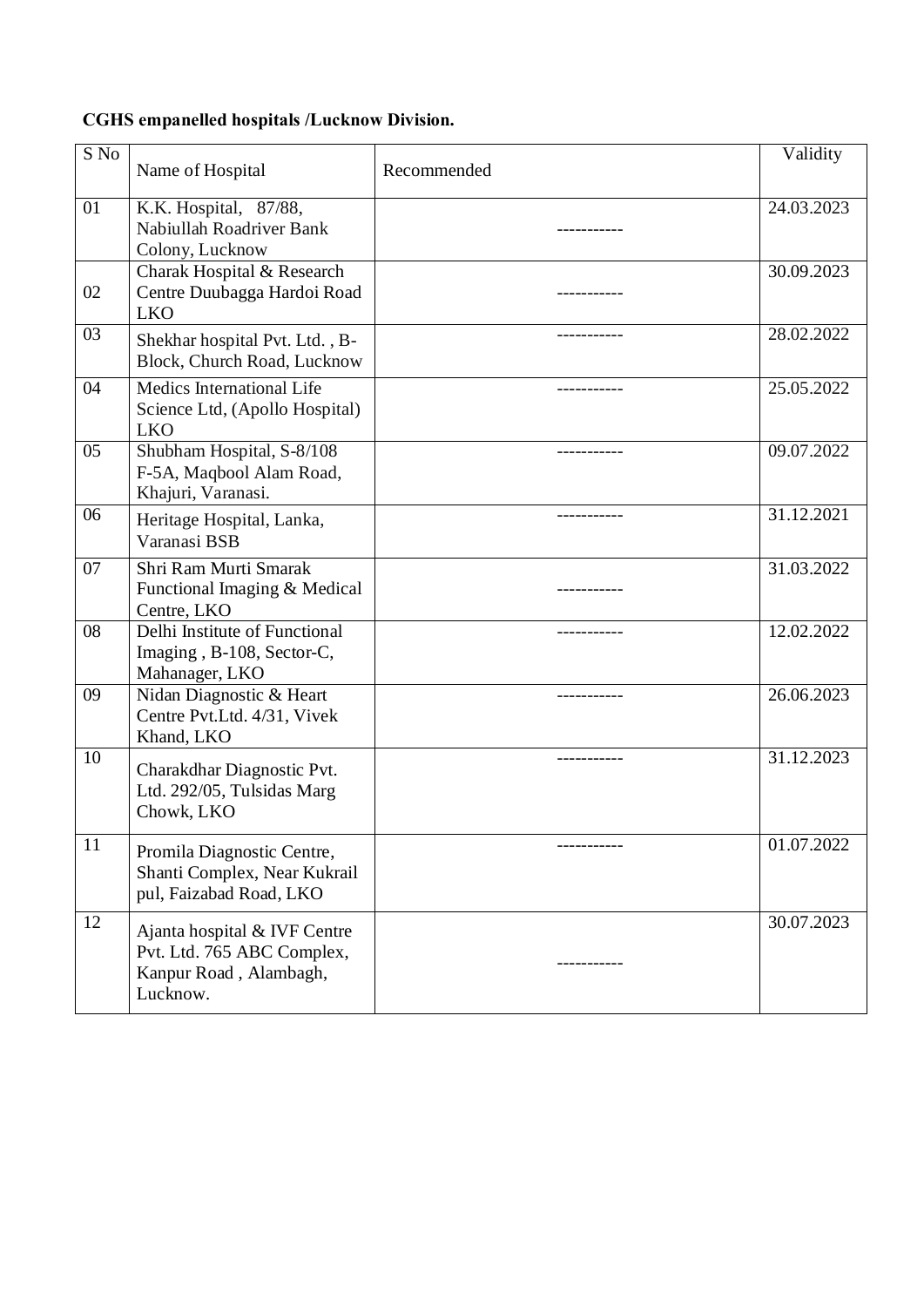**CGHS empanelled hospitals /Lucknow Division.**

| S No | Name of Hospital | Recommended | Validity |
|---|---|---|---|
| 01 | K.K. Hospital, 87/88, Nabiullah Roadriver Bank Colony, Lucknow | ----------- | 24.03.2023 |
| 02 | Charak Hospital & Research Centre Duubagga Hardoi Road LKO | ----------- | 30.09.2023 |
| 03 | Shekhar hospital Pvt. Ltd. , B-Block, Church Road, Lucknow | ----------- | 28.02.2022 |
| 04 | Medics International Life Science Ltd, (Apollo Hospital) LKO | ----------- | 25.05.2022 |
| 05 | Shubham Hospital, S-8/108 F-5A, Maqbool Alam Road, Khajuri, Varanasi. | ----------- | 09.07.2022 |
| 06 | Heritage Hospital, Lanka, Varanasi BSB | ----------- | 31.12.2021 |
| 07 | Shri Ram Murti Smarak Functional Imaging & Medical Centre, LKO | ----------- | 31.03.2022 |
| 08 | Delhi Institute of Functional Imaging , B-108, Sector-C, Mahanager, LKO | ----------- | 12.02.2022 |
| 09 | Nidan Diagnostic & Heart Centre Pvt.Ltd. 4/31, Vivek Khand, LKO | ----------- | 26.06.2023 |
| 10 | Charakdhar Diagnostic Pvt. Ltd. 292/05, Tulsidas Marg Chowk, LKO | ----------- | 31.12.2023 |
| 11 | Promila Diagnostic Centre, Shanti Complex, Near Kukrail pul, Faizabad Road, LKO | ----------- | 01.07.2022 |
| 12 | Ajanta hospital & IVF Centre Pvt. Ltd. 765 ABC Complex, Kanpur Road , Alambagh, Lucknow. | ----------- | 30.07.2023 |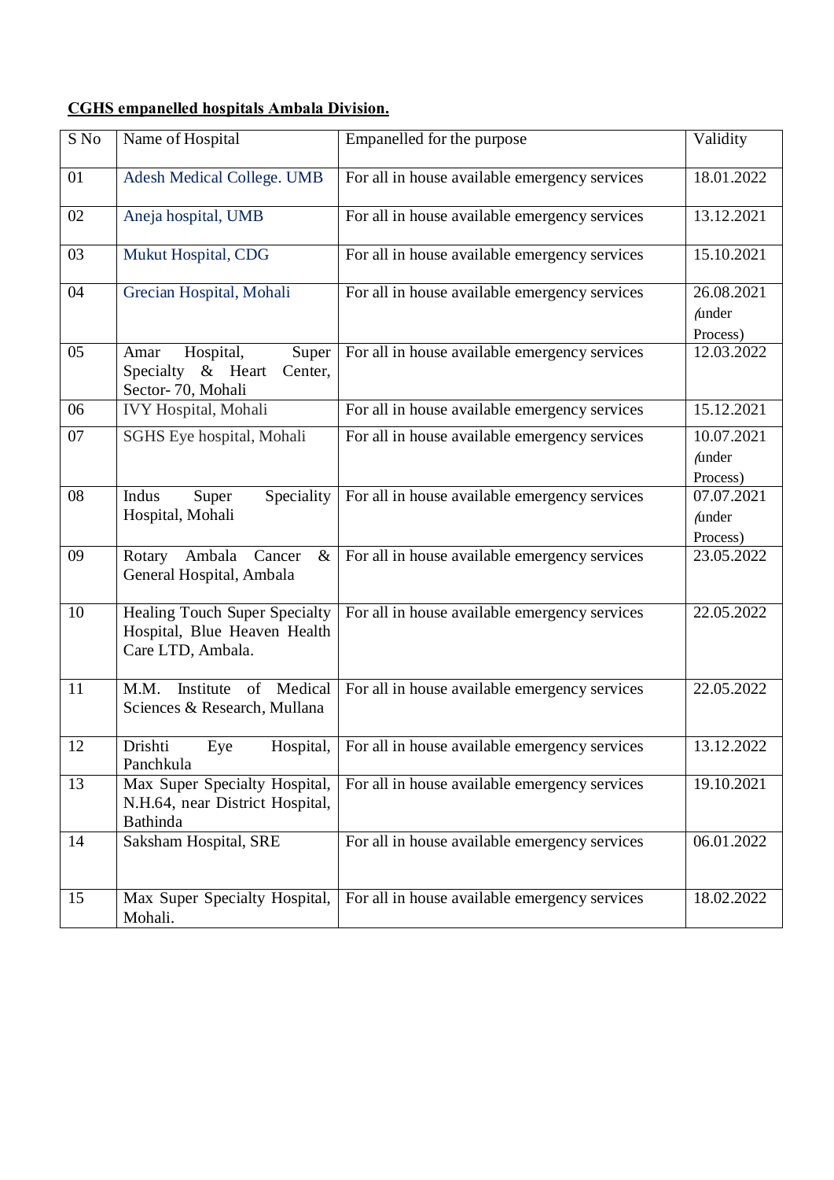**CGHS empanelled hospitals Ambala Division.**

| S No | Name of Hospital | Empanelled for the purpose | Validity |
|---|---|---|---|
| 01 | Adesh Medical College. UMB | For all in house available emergency services | 18.01.2022 |
| 02 | Aneja hospital, UMB | For all in house available emergency services | 13.12.2021 |
| 03 | Mukut Hospital, CDG | For all in house available emergency services | 15.10.2021 |
| 04 | Grecian Hospital, Mohali | For all in house available emergency services | 26.08.2021 (under Process) |
| 05 | Amar Hospital, Super Specialty & Heart Center, Sector- 70, Mohali | For all in house available emergency services | 12.03.2022 |
| 06 | IVY Hospital, Mohali | For all in house available emergency services | 15.12.2021 |
| 07 | SGHS Eye hospital, Mohali | For all in house available emergency services | 10.07.2021 (under Process) |
| 08 | Indus Super Speciality Hospital, Mohali | For all in house available emergency services | 07.07.2021 (under Process) |
| 09 | Rotary Ambala Cancer & General Hospital, Ambala | For all in house available emergency services | 23.05.2022 |
| 10 | Healing Touch Super Specialty Hospital, Blue Heaven Health Care LTD, Ambala. | For all in house available emergency services | 22.05.2022 |
| 11 | M.M. Institute of Medical Sciences & Research, Mullana | For all in house available emergency services | 22.05.2022 |
| 12 | Drishti Eye Hospital, Panchkula | For all in house available emergency services | 13.12.2022 |
| 13 | Max Super Specialty Hospital, N.H.64, near District Hospital, Bathinda | For all in house available emergency services | 19.10.2021 |
| 14 | Saksham Hospital, SRE | For all in house available emergency services | 06.01.2022 |
| 15 | Max Super Specialty Hospital, Mohali. | For all in house available emergency services | 18.02.2022 |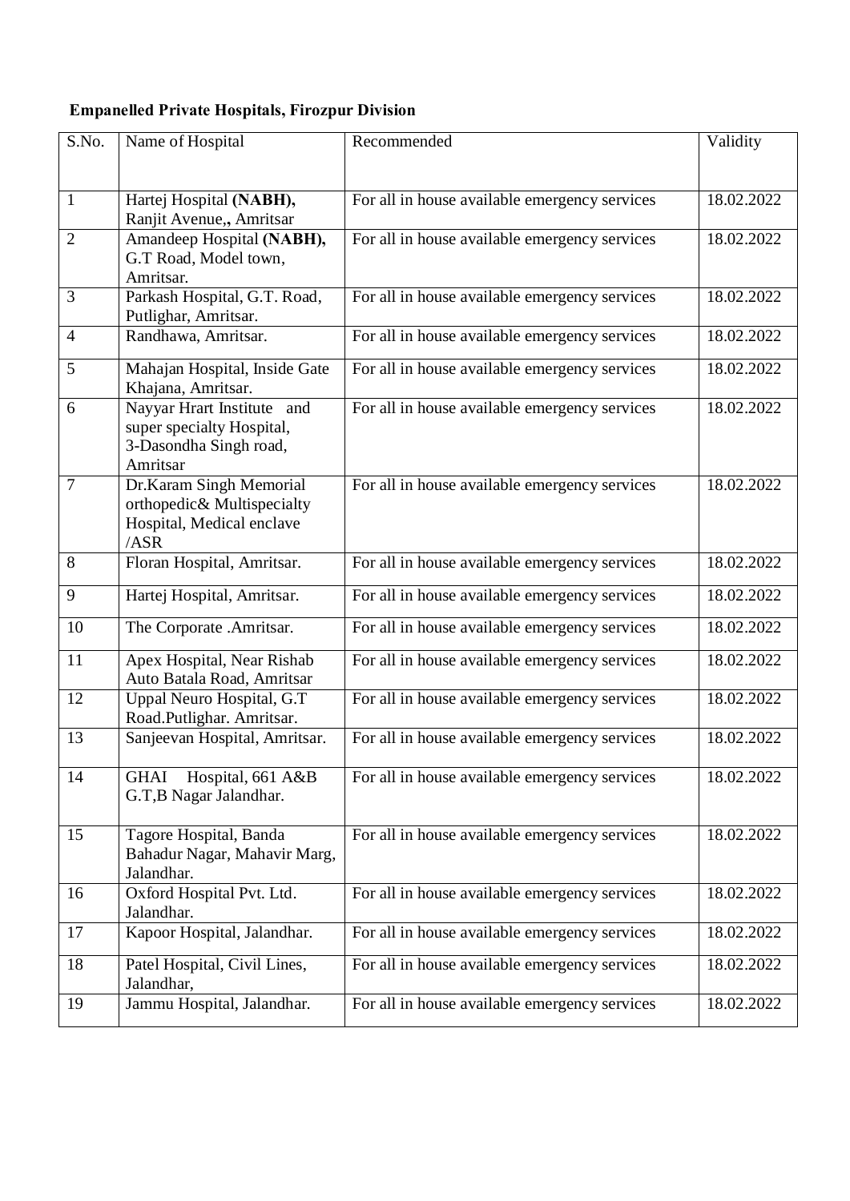**Empanelled Private Hospitals, Firozpur Division**

| S.No. | Name of Hospital | Recommended | Validity |
|---|---|---|---|
| 1 | Hartej Hospital **(NABH),** Ranjit Avenue,, Amritsar | For all in house available emergency services | 18.02.2022 |
| 2 | Amandeep Hospital **(NABH),** G.T Road, Model town, Amritsar. | For all in house available emergency services | 18.02.2022 |
| 3 | Parkash Hospital, G.T. Road, Putlighar, Amritsar. | For all in house available emergency services | 18.02.2022 |
| 4 | Randhawa, Amritsar. | For all in house available emergency services | 18.02.2022 |
| 5 | Mahajan Hospital, Inside Gate Khajana, Amritsar. | For all in house available emergency services | 18.02.2022 |
| 6 | Nayyar Hrart Institute and super specialty Hospital, 3-Dasondha Singh road, Amritsar | For all in house available emergency services | 18.02.2022 |
| 7 | Dr.Karam Singh Memorial orthopedic& Multispecialty Hospital, Medical enclave /ASR | For all in house available emergency services | 18.02.2022 |
| 8 | Floran Hospital, Amritsar. | For all in house available emergency services | 18.02.2022 |
| 9 | Hartej Hospital, Amritsar. | For all in house available emergency services | 18.02.2022 |
| 10 | The Corporate .Amritsar. | For all in house available emergency services | 18.02.2022 |
| 11 | Apex Hospital, Near Rishab Auto Batala Road, Amritsar | For all in house available emergency services | 18.02.2022 |
| 12 | Uppal Neuro Hospital, G.T Road.Putlighar. Amritsar. | For all in house available emergency services | 18.02.2022 |
| 13 | Sanjeevan Hospital, Amritsar. | For all in house available emergency services | 18.02.2022 |
| 14 | GHAI Hospital, 661 A&B G.T,B Nagar Jalandhar. | For all in house available emergency services | 18.02.2022 |
| 15 | Tagore Hospital, Banda Bahadur Nagar, Mahavir Marg, Jalandhar. | For all in house available emergency services | 18.02.2022 |
| 16 | Oxford Hospital Pvt. Ltd. Jalandhar. | For all in house available emergency services | 18.02.2022 |
| 17 | Kapoor Hospital, Jalandhar. | For all in house available emergency services | 18.02.2022 |
| 18 | Patel Hospital, Civil Lines, Jalandhar, | For all in house available emergency services | 18.02.2022 |
| 19 | Jammu Hospital, Jalandhar. | For all in house available emergency services | 18.02.2022 |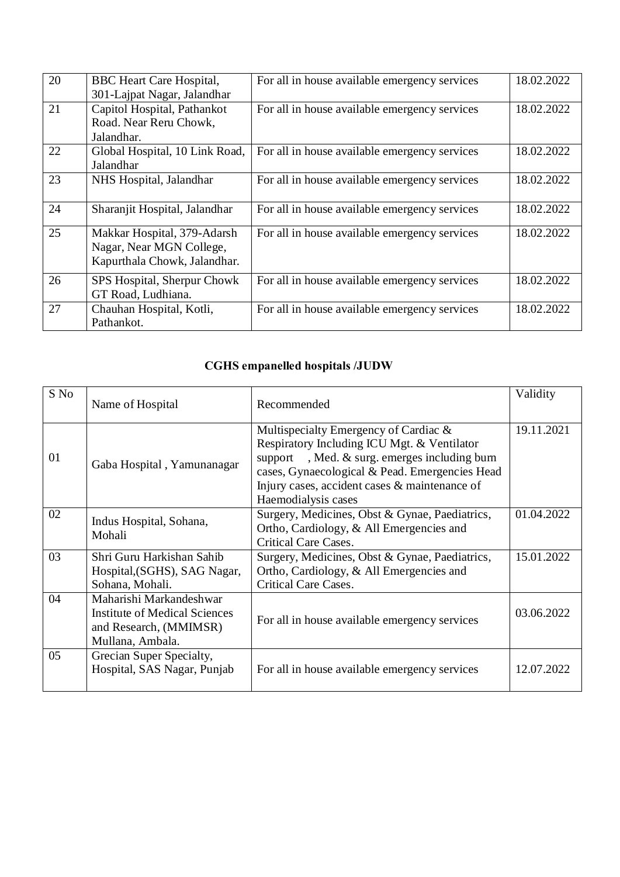| | | | |
|---|---|---|---|
| 20 | BBC Heart Care Hospital, 301-Lajpat Nagar, Jalandhar | For all in house available emergency services | 18.02.2022 |
| 21 | Capitol Hospital, Pathankot Road. Near Reru Chowk, Jalandhar. | For all in house available emergency services | 18.02.2022 |
| 22 | Global Hospital, 10 Link Road, Jalandhar | For all in house available emergency services | 18.02.2022 |
| 23 | NHS Hospital, Jalandhar | For all in house available emergency services | 18.02.2022 |
| 24 | Sharanjit Hospital, Jalandhar | For all in house available emergency services | 18.02.2022 |
| 25 | Makkar Hospital, 379-Adarsh Nagar, Near MGN College, Kapurthala Chowk, Jalandhar. | For all in house available emergency services | 18.02.2022 |
| 26 | SPS Hospital, Sherpur Chowk GT Road, Ludhiana. | For all in house available emergency services | 18.02.2022 |
| 27 | Chauhan Hospital, Kotli, Pathankot. | For all in house available emergency services | 18.02.2022 |

**CGHS empanelled hospitals /JUDW**

| S No | Name of Hospital | Recommended | Validity |
|---|---|---|---|
| 01 | Gaba Hospital , Yamunanagar | Multispecialty Emergency of Cardiac & Respiratory Including ICU Mgt. & Ventilator support , Med. & surg. emerges including burn cases, Gynaecological & Pead. Emergencies Head Injury cases, accident cases & maintenance of Haemodialysis cases | 19.11.2021 |
| 02 | Indus Hospital, Sohana, Mohali | Surgery, Medicines, Obst & Gynae, Paediatrics, Ortho, Cardiology, & All Emergencies and Critical Care Cases. | 01.04.2022 |
| 03 | Shri Guru Harkishan Sahib Hospital,(SGHS), SAG Nagar, Sohana, Mohali. | Surgery, Medicines, Obst & Gynae, Paediatrics, Ortho, Cardiology, & All Emergencies and Critical Care Cases. | 15.01.2022 |
| 04 | Maharishi Markandeshwar Institute of Medical Sciences and Research, (MMIMSR) Mullana, Ambala. | For all in house available emergency services | 03.06.2022 |
| 05 | Grecian Super Specialty, Hospital, SAS Nagar, Punjab | For all in house available emergency services | 12.07.2022 |